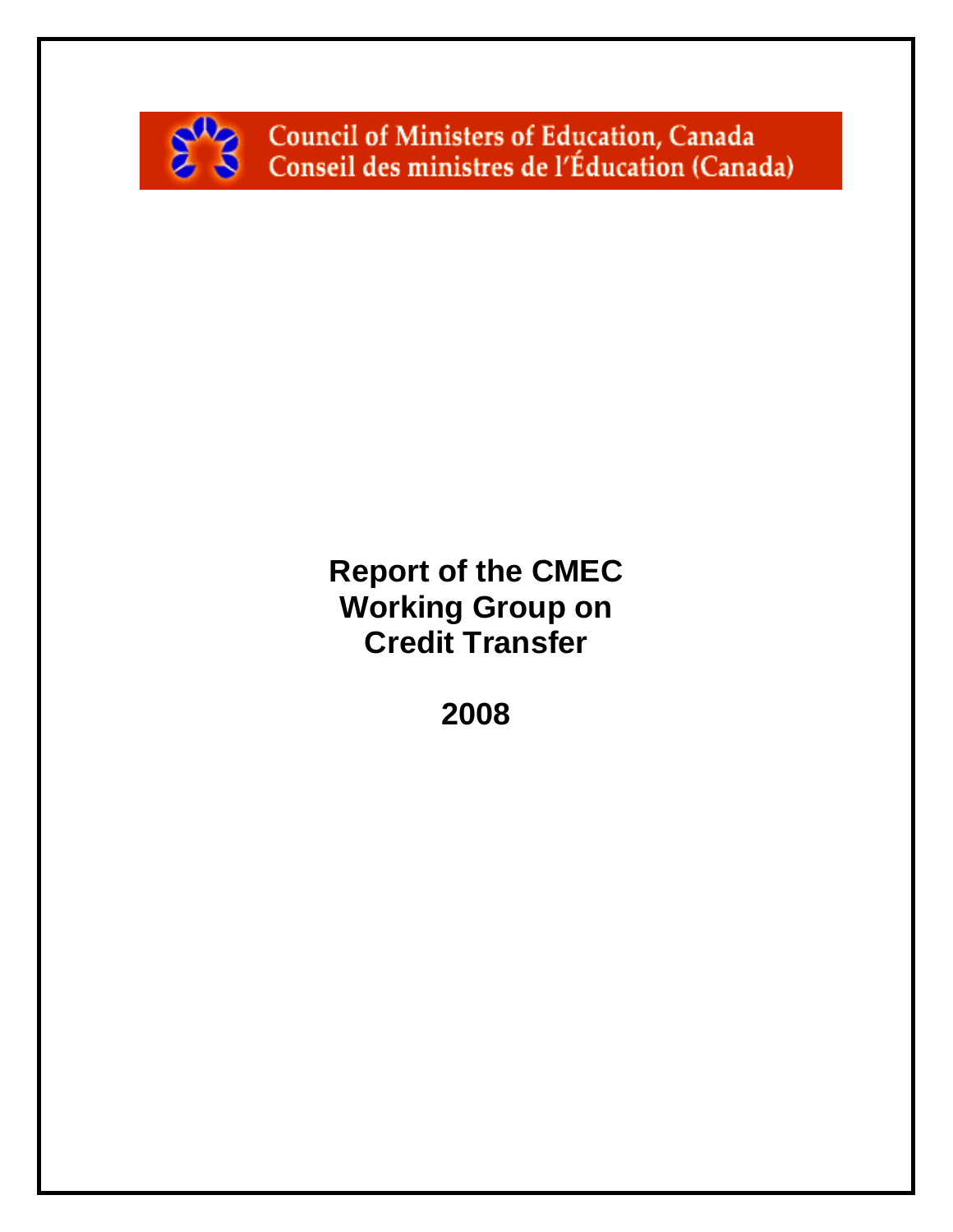Council of Ministers of Education, Canada
Conseil des ministres de l'Éducation (Canada)

# Report of the CMEC Working Group on Credit Transfer

## 2008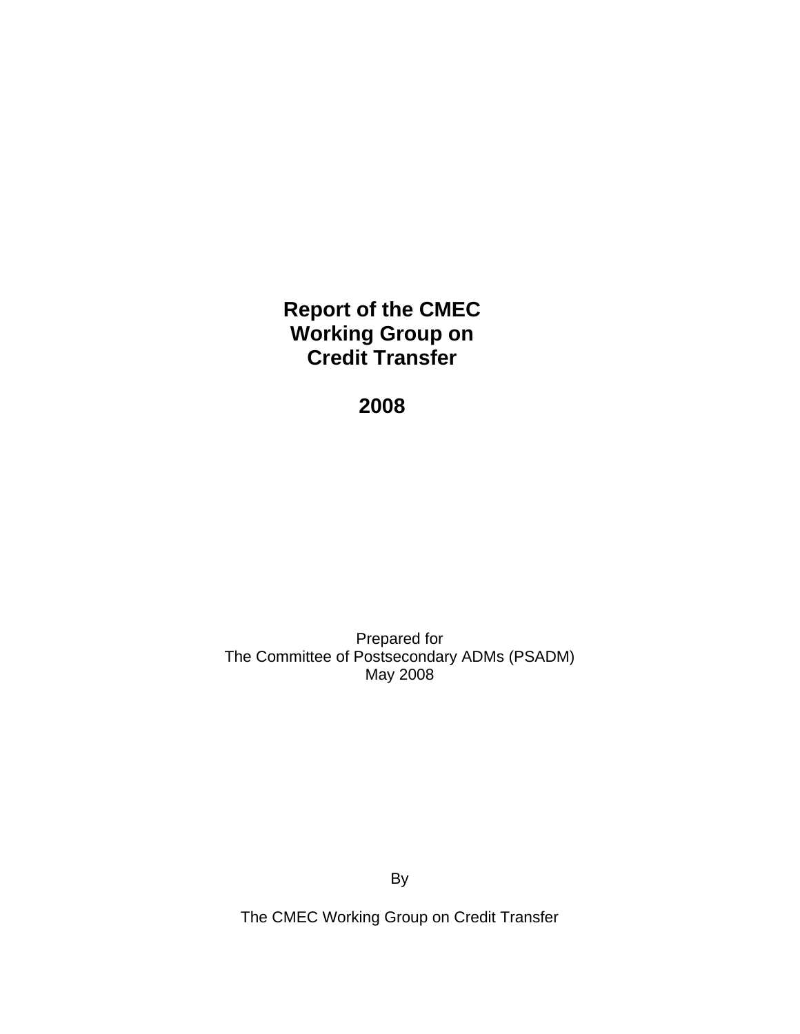# Report of the CMEC Working Group on Credit Transfer

# 2008

Prepared for
The Committee of Postsecondary ADMs (PSADM)
May 2008

By

The CMEC Working Group on Credit Transfer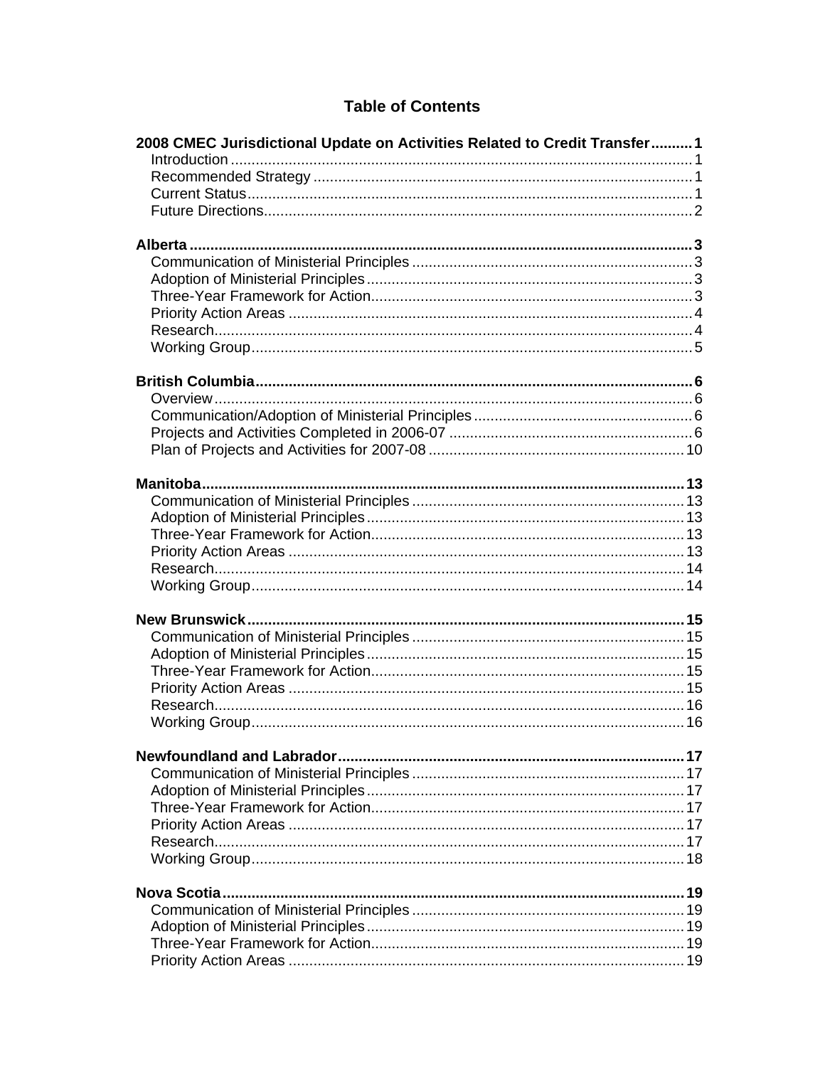# Table of Contents

**2008 CMEC Jurisdictional Update on Activities Related to Credit Transfer .......... 1**
- Introduction ..... 1
- Recommended Strategy ..... 1
- Current Status ..... 1
- Future Directions ..... 2

**Alberta ..... 3**
- Communication of Ministerial Principles ..... 3
- Adoption of Ministerial Principles ..... 3
- Three-Year Framework for Action ..... 3
- Priority Action Areas ..... 4
- Research ..... 4
- Working Group ..... 5

**British Columbia ..... 6**
- Overview ..... 6
- Communication/Adoption of Ministerial Principles ..... 6
- Projects and Activities Completed in 2006-07 ..... 6
- Plan of Projects and Activities for 2007-08 ..... 10

**Manitoba ..... 13**
- Communication of Ministerial Principles ..... 13
- Adoption of Ministerial Principles ..... 13
- Three-Year Framework for Action ..... 13
- Priority Action Areas ..... 13
- Research ..... 14
- Working Group ..... 14

**New Brunswick ..... 15**
- Communication of Ministerial Principles ..... 15
- Adoption of Ministerial Principles ..... 15
- Three-Year Framework for Action ..... 15
- Priority Action Areas ..... 15
- Research ..... 16
- Working Group ..... 16

**Newfoundland and Labrador ..... 17**
- Communication of Ministerial Principles ..... 17
- Adoption of Ministerial Principles ..... 17
- Three-Year Framework for Action ..... 17
- Priority Action Areas ..... 17
- Research ..... 17
- Working Group ..... 18

**Nova Scotia ..... 19**
- Communication of Ministerial Principles ..... 19
- Adoption of Ministerial Principles ..... 19
- Three-Year Framework for Action ..... 19
- Priority Action Areas ..... 19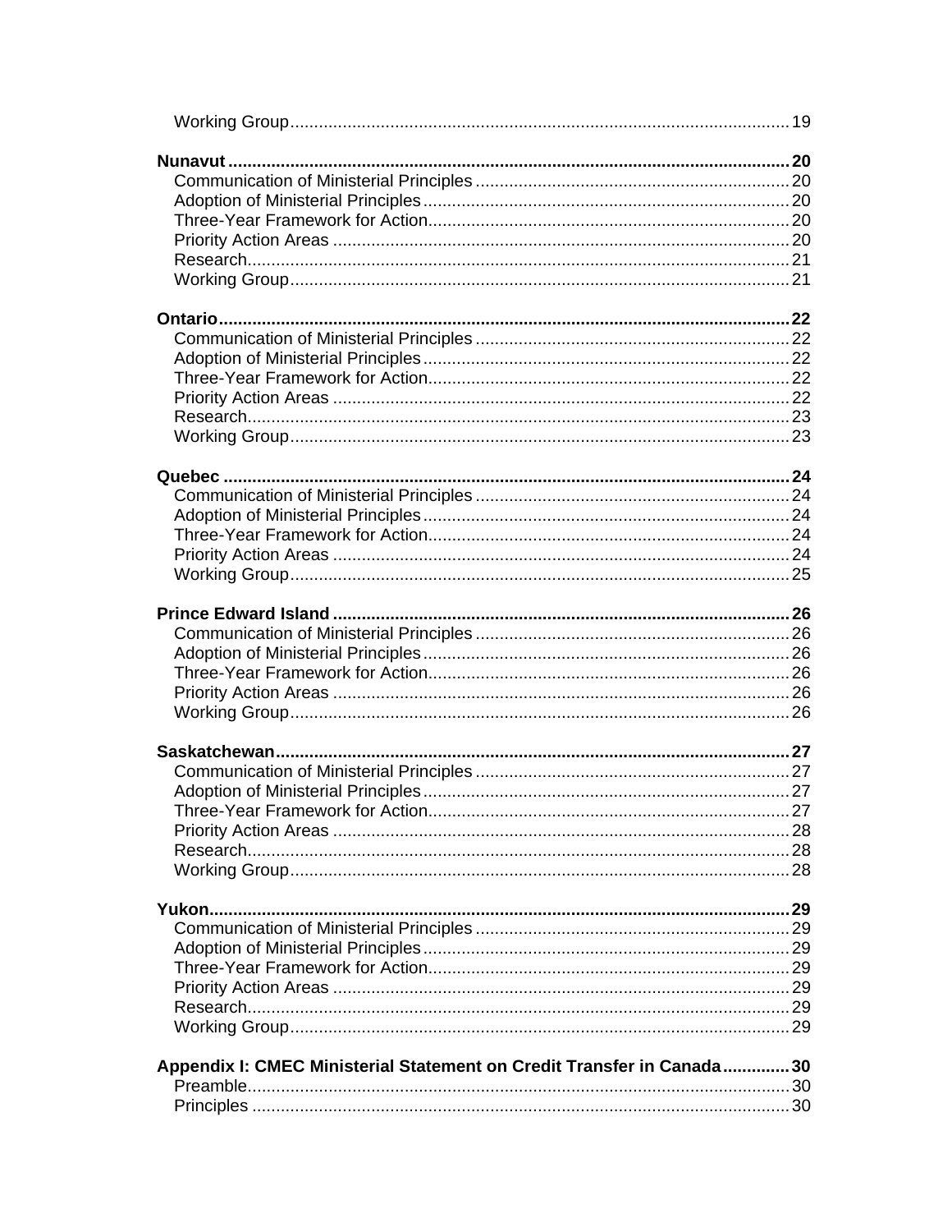Working Group ........................................................................................................ 19

**Nunavut ........................................................................................................ 20**

Communication of Ministerial Principles ........................................................... 20
Adoption of Ministerial Principles ...................................................................... 20
Three-Year Framework for Action...................................................................... 20
Priority Action Areas ......................................................................................... 20
Research........................................................................................................... 21
Working Group ................................................................................................. 21

**Ontario ........................................................................................................ 22**

Communication of Ministerial Principles ........................................................... 22
Adoption of Ministerial Principles ...................................................................... 22
Three-Year Framework for Action...................................................................... 22
Priority Action Areas ......................................................................................... 22
Research........................................................................................................... 23
Working Group ................................................................................................. 23

**Quebec ........................................................................................................ 24**

Communication of Ministerial Principles ........................................................... 24
Adoption of Ministerial Principles ...................................................................... 24
Three-Year Framework for Action...................................................................... 24
Priority Action Areas ......................................................................................... 24
Working Group ................................................................................................. 25

**Prince Edward Island ........................................................................................ 26**

Communication of Ministerial Principles ........................................................... 26
Adoption of Ministerial Principles ...................................................................... 26
Three-Year Framework for Action...................................................................... 26
Priority Action Areas ......................................................................................... 26
Working Group ................................................................................................. 26

**Saskatchewan ................................................................................................. 27**

Communication of Ministerial Principles ........................................................... 27
Adoption of Ministerial Principles ...................................................................... 27
Three-Year Framework for Action...................................................................... 27
Priority Action Areas ......................................................................................... 28
Research........................................................................................................... 28
Working Group ................................................................................................. 28

**Yukon ........................................................................................................ 29**

Communication of Ministerial Principles ........................................................... 29
Adoption of Ministerial Principles ...................................................................... 29
Three-Year Framework for Action...................................................................... 29
Priority Action Areas ......................................................................................... 29
Research........................................................................................................... 29
Working Group ................................................................................................. 29

**Appendix I: CMEC Ministerial Statement on Credit Transfer in Canada .............. 30**

Preamble........................................................................................................... 30
Principles ......................................................................................................... 30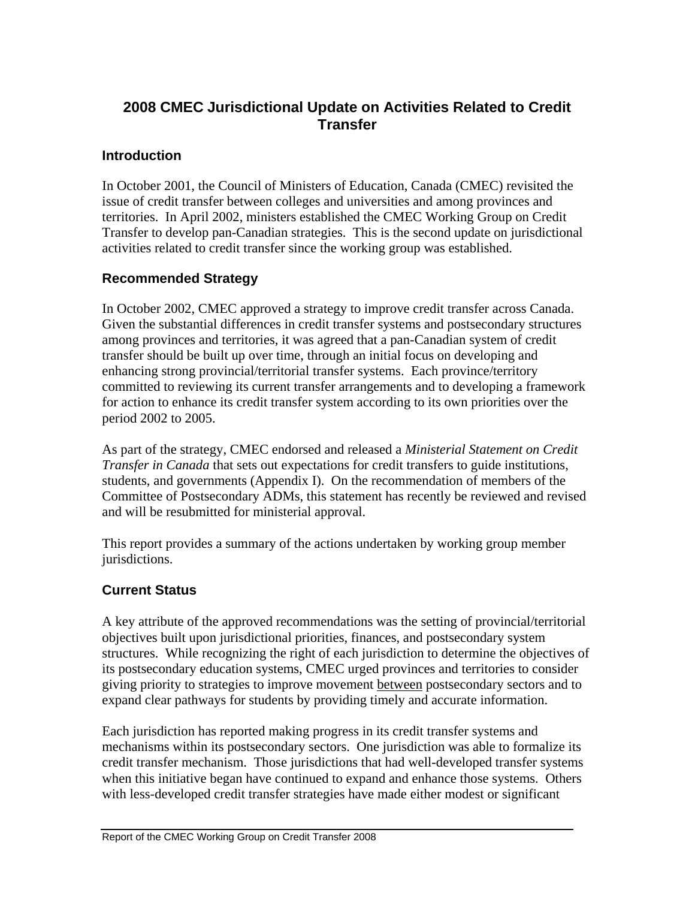# 2008 CMEC Jurisdictional Update on Activities Related to Credit Transfer

## Introduction

In October 2001, the Council of Ministers of Education, Canada (CMEC) revisited the issue of credit transfer between colleges and universities and among provinces and territories. In April 2002, ministers established the CMEC Working Group on Credit Transfer to develop pan-Canadian strategies. This is the second update on jurisdictional activities related to credit transfer since the working group was established.

## Recommended Strategy

In October 2002, CMEC approved a strategy to improve credit transfer across Canada. Given the substantial differences in credit transfer systems and postsecondary structures among provinces and territories, it was agreed that a pan-Canadian system of credit transfer should be built up over time, through an initial focus on developing and enhancing strong provincial/territorial transfer systems. Each province/territory committed to reviewing its current transfer arrangements and to developing a framework for action to enhance its credit transfer system according to its own priorities over the period 2002 to 2005.

As part of the strategy, CMEC endorsed and released a *Ministerial Statement on Credit Transfer in Canada* that sets out expectations for credit transfers to guide institutions, students, and governments (Appendix I). On the recommendation of members of the Committee of Postsecondary ADMs, this statement has recently be reviewed and revised and will be resubmitted for ministerial approval.

This report provides a summary of the actions undertaken by working group member jurisdictions.

## Current Status

A key attribute of the approved recommendations was the setting of provincial/territorial objectives built upon jurisdictional priorities, finances, and postsecondary system structures. While recognizing the right of each jurisdiction to determine the objectives of its postsecondary education systems, CMEC urged provinces and territories to consider giving priority to strategies to improve movement <u>between</u> postsecondary sectors and to expand clear pathways for students by providing timely and accurate information.

Each jurisdiction has reported making progress in its credit transfer systems and mechanisms within its postsecondary sectors. One jurisdiction was able to formalize its credit transfer mechanism. Those jurisdictions that had well-developed transfer systems when this initiative began have continued to expand and enhance those systems. Others with less-developed credit transfer strategies have made either modest or significant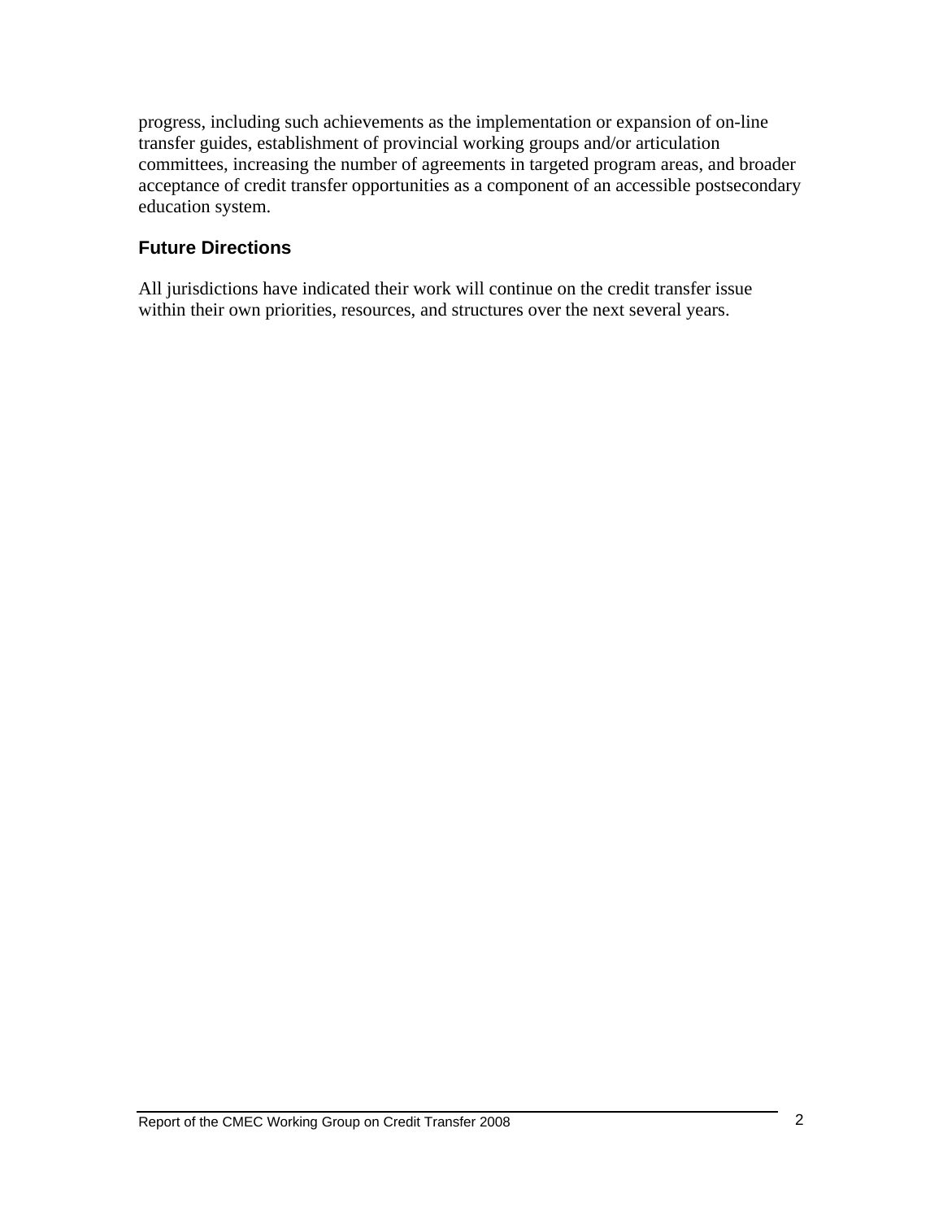progress, including such achievements as the implementation or expansion of on-line transfer guides, establishment of provincial working groups and/or articulation committees, increasing the number of agreements in targeted program areas, and broader acceptance of credit transfer opportunities as a component of an accessible postsecondary education system.

## Future Directions

All jurisdictions have indicated their work will continue on the credit transfer issue within their own priorities, resources, and structures over the next several years.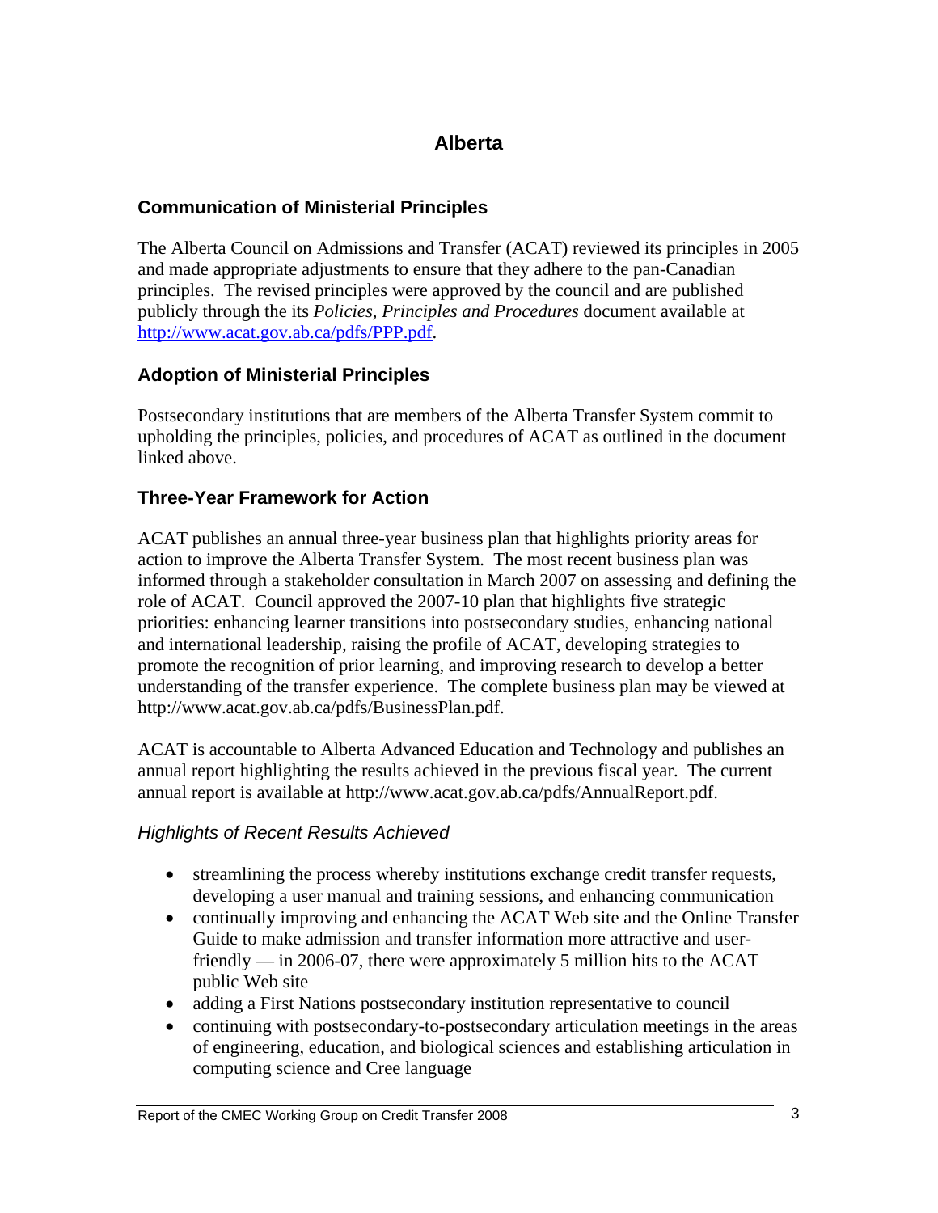# Alberta

## Communication of Ministerial Principles

The Alberta Council on Admissions and Transfer (ACAT) reviewed its principles in 2005 and made appropriate adjustments to ensure that they adhere to the pan-Canadian principles. The revised principles were approved by the council and are published publicly through the its *Policies, Principles and Procedures* document available at http://www.acat.gov.ab.ca/pdfs/PPP.pdf.

## Adoption of Ministerial Principles

Postsecondary institutions that are members of the Alberta Transfer System commit to upholding the principles, policies, and procedures of ACAT as outlined in the document linked above.

## Three-Year Framework for Action

ACAT publishes an annual three-year business plan that highlights priority areas for action to improve the Alberta Transfer System. The most recent business plan was informed through a stakeholder consultation in March 2007 on assessing and defining the role of ACAT. Council approved the 2007-10 plan that highlights five strategic priorities: enhancing learner transitions into postsecondary studies, enhancing national and international leadership, raising the profile of ACAT, developing strategies to promote the recognition of prior learning, and improving research to develop a better understanding of the transfer experience. The complete business plan may be viewed at http://www.acat.gov.ab.ca/pdfs/BusinessPlan.pdf.

ACAT is accountable to Alberta Advanced Education and Technology and publishes an annual report highlighting the results achieved in the previous fiscal year. The current annual report is available at http://www.acat.gov.ab.ca/pdfs/AnnualReport.pdf.

### *Highlights of Recent Results Achieved*

- streamlining the process whereby institutions exchange credit transfer requests, developing a user manual and training sessions, and enhancing communication
- continually improving and enhancing the ACAT Web site and the Online Transfer Guide to make admission and transfer information more attractive and user-friendly — in 2006-07, there were approximately 5 million hits to the ACAT public Web site
- adding a First Nations postsecondary institution representative to council
- continuing with postsecondary-to-postsecondary articulation meetings in the areas of engineering, education, and biological sciences and establishing articulation in computing science and Cree language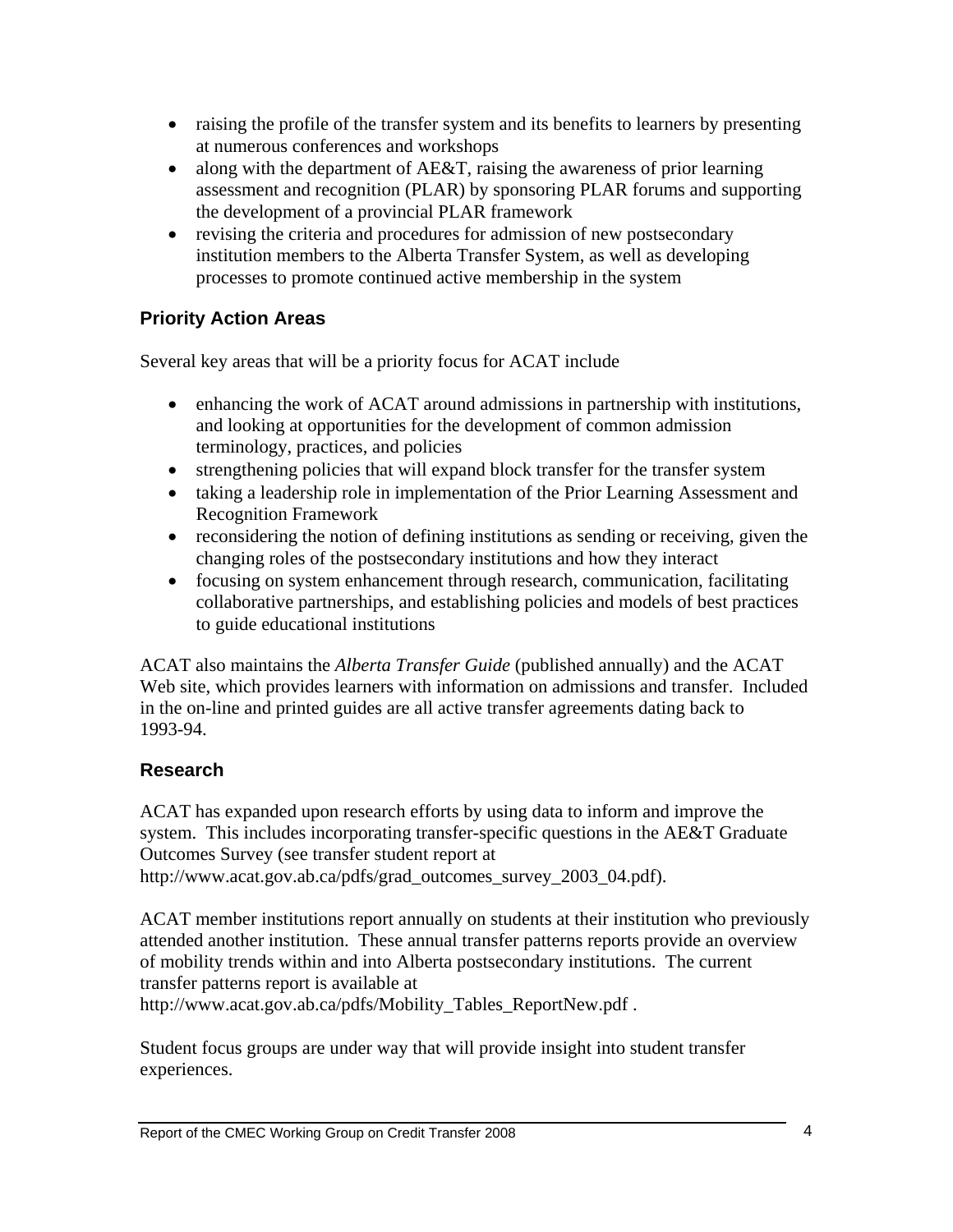- raising the profile of the transfer system and its benefits to learners by presenting at numerous conferences and workshops
- along with the department of AE&T, raising the awareness of prior learning assessment and recognition (PLAR) by sponsoring PLAR forums and supporting the development of a provincial PLAR framework
- revising the criteria and procedures for admission of new postsecondary institution members to the Alberta Transfer System, as well as developing processes to promote continued active membership in the system

## Priority Action Areas

Several key areas that will be a priority focus for ACAT include

- enhancing the work of ACAT around admissions in partnership with institutions, and looking at opportunities for the development of common admission terminology, practices, and policies
- strengthening policies that will expand block transfer for the transfer system
- taking a leadership role in implementation of the Prior Learning Assessment and Recognition Framework
- reconsidering the notion of defining institutions as sending or receiving, given the changing roles of the postsecondary institutions and how they interact
- focusing on system enhancement through research, communication, facilitating collaborative partnerships, and establishing policies and models of best practices to guide educational institutions

ACAT also maintains the *Alberta Transfer Guide* (published annually) and the ACAT Web site, which provides learners with information on admissions and transfer. Included in the on-line and printed guides are all active transfer agreements dating back to 1993-94.

## Research

ACAT has expanded upon research efforts by using data to inform and improve the system. This includes incorporating transfer-specific questions in the AE&T Graduate Outcomes Survey (see transfer student report at http://www.acat.gov.ab.ca/pdfs/grad_outcomes_survey_2003_04.pdf).

ACAT member institutions report annually on students at their institution who previously attended another institution. These annual transfer patterns reports provide an overview of mobility trends within and into Alberta postsecondary institutions. The current transfer patterns report is available at http://www.acat.gov.ab.ca/pdfs/Mobility_Tables_ReportNew.pdf .

Student focus groups are under way that will provide insight into student transfer experiences.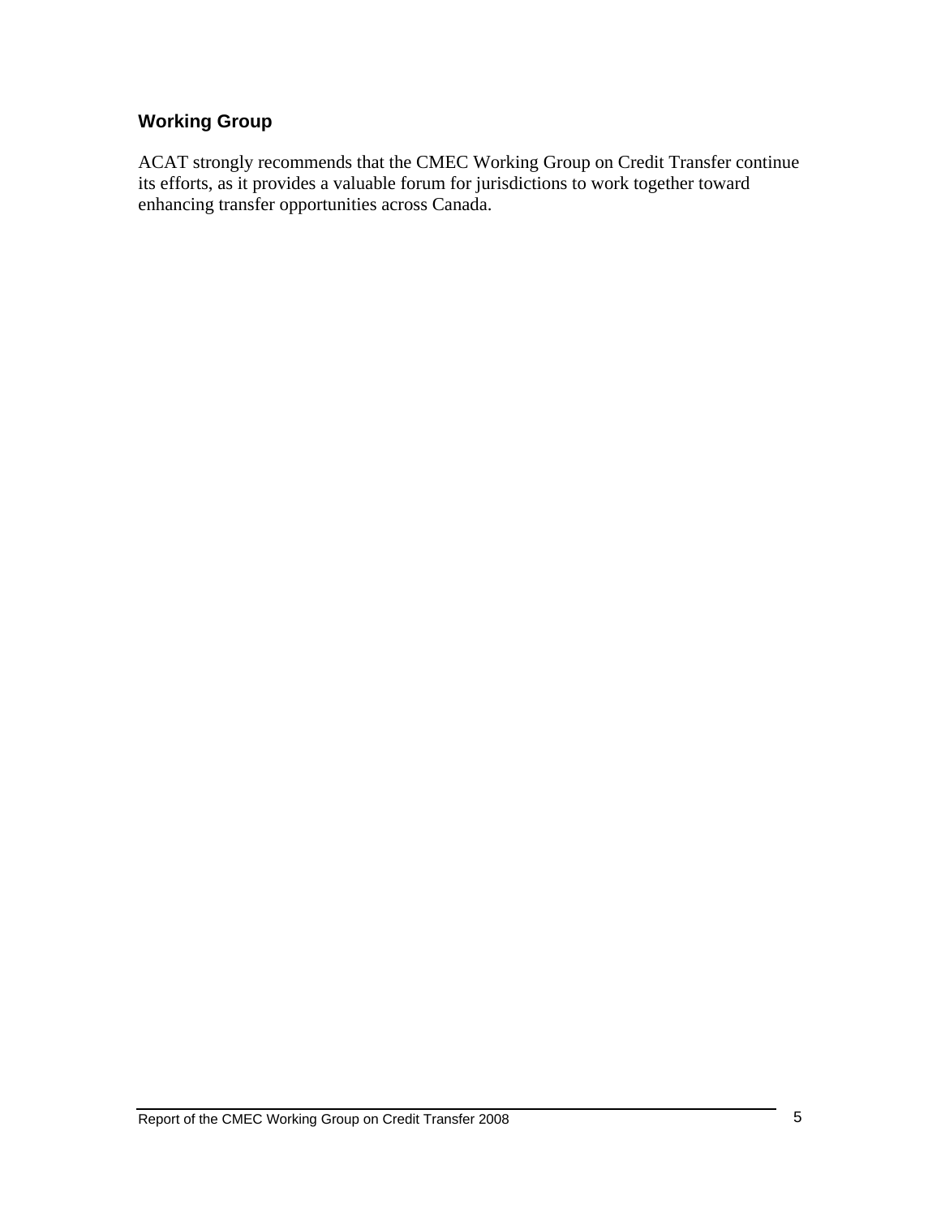### Working Group

ACAT strongly recommends that the CMEC Working Group on Credit Transfer continue its efforts, as it provides a valuable forum for jurisdictions to work together toward enhancing transfer opportunities across Canada.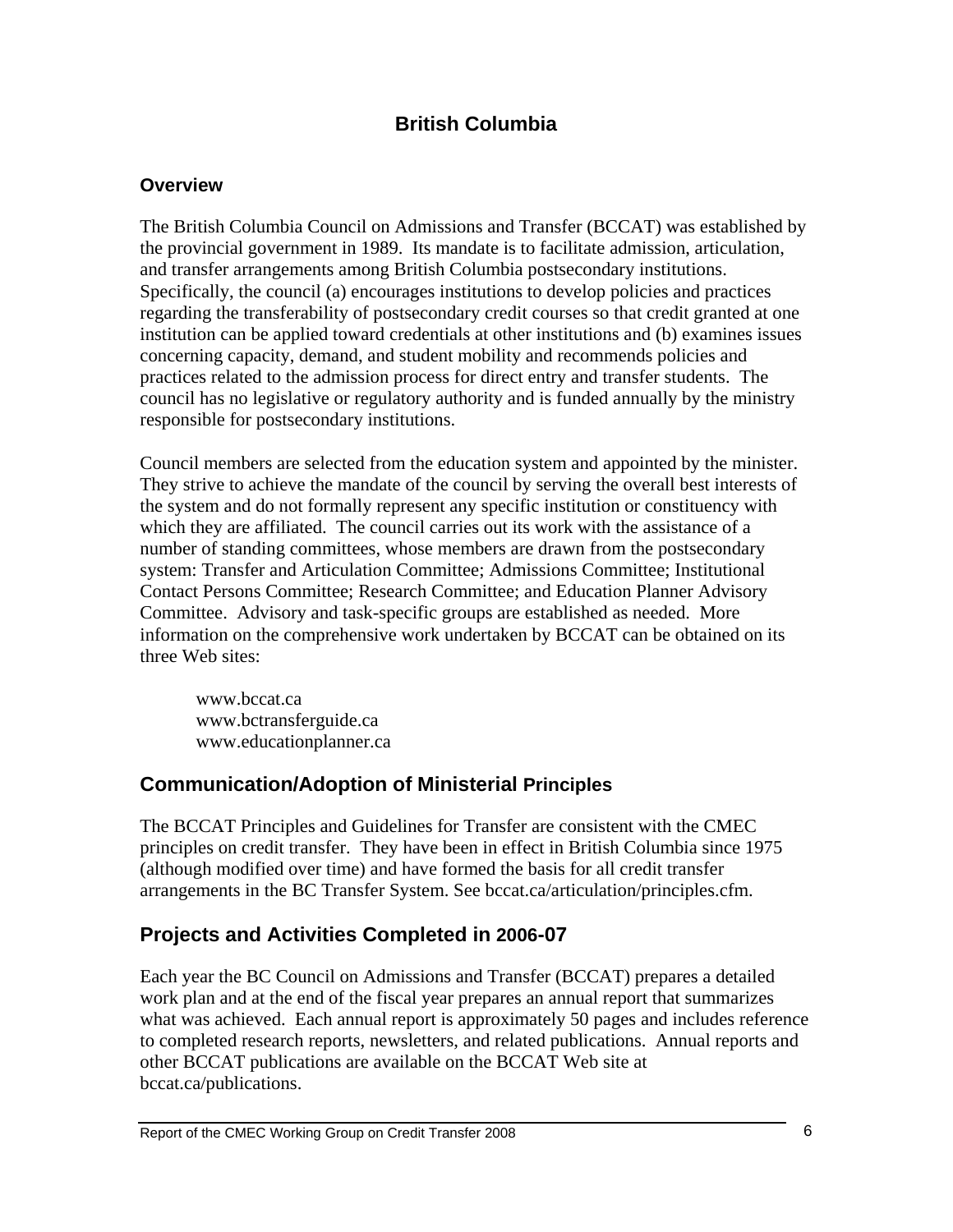## British Columbia

### Overview

The British Columbia Council on Admissions and Transfer (BCCAT) was established by the provincial government in 1989. Its mandate is to facilitate admission, articulation, and transfer arrangements among British Columbia postsecondary institutions. Specifically, the council (a) encourages institutions to develop policies and practices regarding the transferability of postsecondary credit courses so that credit granted at one institution can be applied toward credentials at other institutions and (b) examines issues concerning capacity, demand, and student mobility and recommends policies and practices related to the admission process for direct entry and transfer students. The council has no legislative or regulatory authority and is funded annually by the ministry responsible for postsecondary institutions.

Council members are selected from the education system and appointed by the minister. They strive to achieve the mandate of the council by serving the overall best interests of the system and do not formally represent any specific institution or constituency with which they are affiliated. The council carries out its work with the assistance of a number of standing committees, whose members are drawn from the postsecondary system: Transfer and Articulation Committee; Admissions Committee; Institutional Contact Persons Committee; Research Committee; and Education Planner Advisory Committee. Advisory and task-specific groups are established as needed. More information on the comprehensive work undertaken by BCCAT can be obtained on its three Web sites:

www.bccat.ca
www.bctransferguide.ca
www.educationplanner.ca

### Communication/Adoption of Ministerial Principles

The BCCAT Principles and Guidelines for Transfer are consistent with the CMEC principles on credit transfer. They have been in effect in British Columbia since 1975 (although modified over time) and have formed the basis for all credit transfer arrangements in the BC Transfer System. See bccat.ca/articulation/principles.cfm.

### Projects and Activities Completed in 2006-07

Each year the BC Council on Admissions and Transfer (BCCAT) prepares a detailed work plan and at the end of the fiscal year prepares an annual report that summarizes what was achieved. Each annual report is approximately 50 pages and includes reference to completed research reports, newsletters, and related publications. Annual reports and other BCCAT publications are available on the BCCAT Web site at bccat.ca/publications.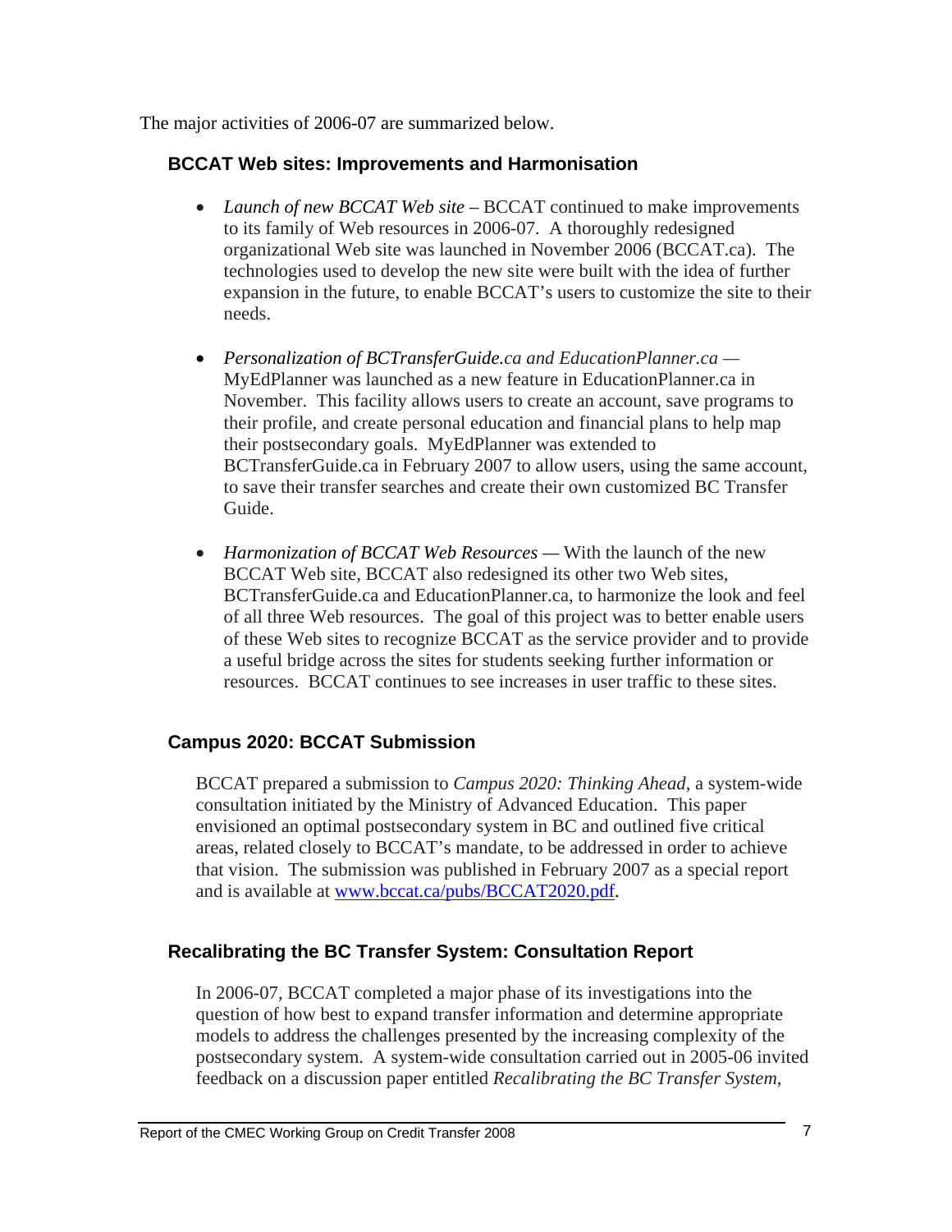The major activities of 2006-07 are summarized below.

### BCCAT Web sites: Improvements and Harmonisation

- *Launch of new BCCAT Web site* – BCCAT continued to make improvements to its family of Web resources in 2006-07. A thoroughly redesigned organizational Web site was launched in November 2006 (BCCAT.ca). The technologies used to develop the new site were built with the idea of further expansion in the future, to enable BCCAT's users to customize the site to their needs.

- *Personalization of BCTransferGuide.ca and EducationPlanner.ca* — MyEdPlanner was launched as a new feature in EducationPlanner.ca in November. This facility allows users to create an account, save programs to their profile, and create personal education and financial plans to help map their postsecondary goals. MyEdPlanner was extended to BCTransferGuide.ca in February 2007 to allow users, using the same account, to save their transfer searches and create their own customized BC Transfer Guide.

- *Harmonization of BCCAT Web Resources* — With the launch of the new BCCAT Web site, BCCAT also redesigned its other two Web sites, BCTransferGuide.ca and EducationPlanner.ca, to harmonize the look and feel of all three Web resources. The goal of this project was to better enable users of these Web sites to recognize BCCAT as the service provider and to provide a useful bridge across the sites for students seeking further information or resources. BCCAT continues to see increases in user traffic to these sites.

### Campus 2020: BCCAT Submission

BCCAT prepared a submission to *Campus 2020: Thinking Ahead*, a system-wide consultation initiated by the Ministry of Advanced Education. This paper envisioned an optimal postsecondary system in BC and outlined five critical areas, related closely to BCCAT's mandate, to be addressed in order to achieve that vision. The submission was published in February 2007 as a special report and is available at [www.bccat.ca/pubs/BCCAT2020.pdf](http://www.bccat.ca/pubs/BCCAT2020.pdf).

### Recalibrating the BC Transfer System: Consultation Report

In 2006-07, BCCAT completed a major phase of its investigations into the question of how best to expand transfer information and determine appropriate models to address the challenges presented by the increasing complexity of the postsecondary system. A system-wide consultation carried out in 2005-06 invited feedback on a discussion paper entitled *Recalibrating the BC Transfer System*,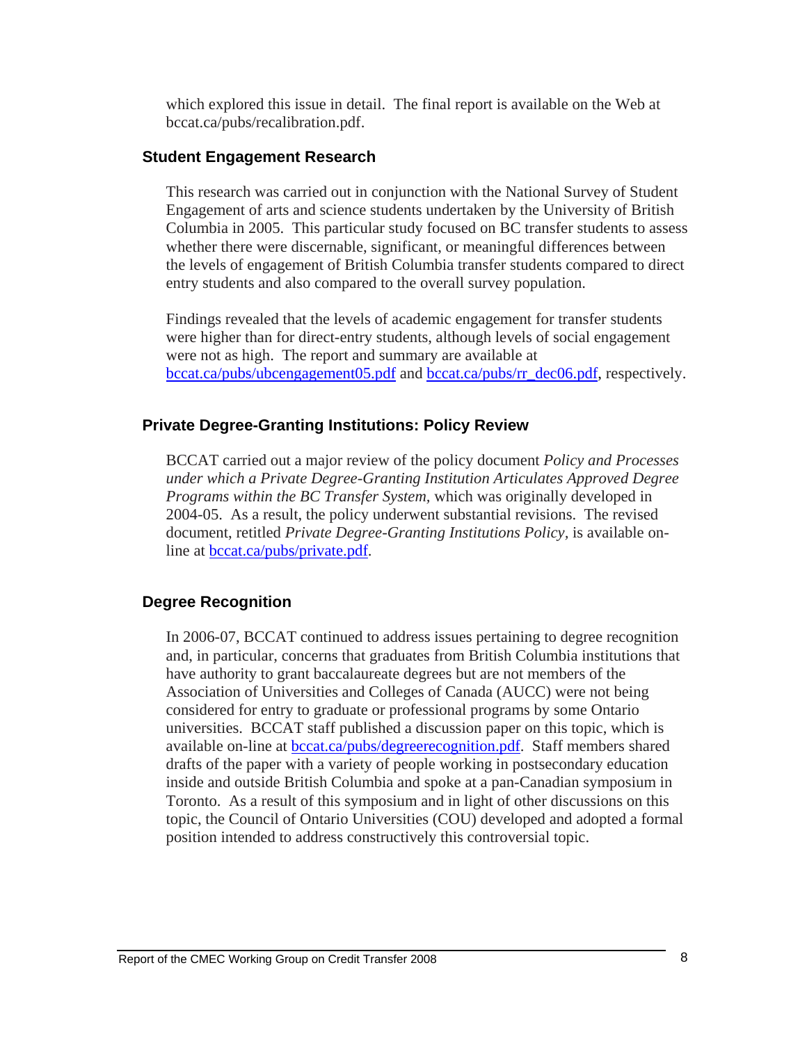which explored this issue in detail. The final report is available on the Web at bccat.ca/pubs/recalibration.pdf.

### Student Engagement Research

This research was carried out in conjunction with the National Survey of Student Engagement of arts and science students undertaken by the University of British Columbia in 2005. This particular study focused on BC transfer students to assess whether there were discernable, significant, or meaningful differences between the levels of engagement of British Columbia transfer students compared to direct entry students and also compared to the overall survey population.

Findings revealed that the levels of academic engagement for transfer students were higher than for direct-entry students, although levels of social engagement were not as high. The report and summary are available at bccat.ca/pubs/ubcengagement05.pdf and bccat.ca/pubs/rr_dec06.pdf, respectively.

### Private Degree-Granting Institutions: Policy Review

BCCAT carried out a major review of the policy document *Policy and Processes under which a Private Degree-Granting Institution Articulates Approved Degree Programs within the BC Transfer System*, which was originally developed in 2004-05. As a result, the policy underwent substantial revisions. The revised document, retitled *Private Degree-Granting Institutions Policy*, is available on-line at bccat.ca/pubs/private.pdf.

### Degree Recognition

In 2006-07, BCCAT continued to address issues pertaining to degree recognition and, in particular, concerns that graduates from British Columbia institutions that have authority to grant baccalaureate degrees but are not members of the Association of Universities and Colleges of Canada (AUCC) were not being considered for entry to graduate or professional programs by some Ontario universities. BCCAT staff published a discussion paper on this topic, which is available on-line at bccat.ca/pubs/degreerecognition.pdf. Staff members shared drafts of the paper with a variety of people working in postsecondary education inside and outside British Columbia and spoke at a pan-Canadian symposium in Toronto. As a result of this symposium and in light of other discussions on this topic, the Council of Ontario Universities (COU) developed and adopted a formal position intended to address constructively this controversial topic.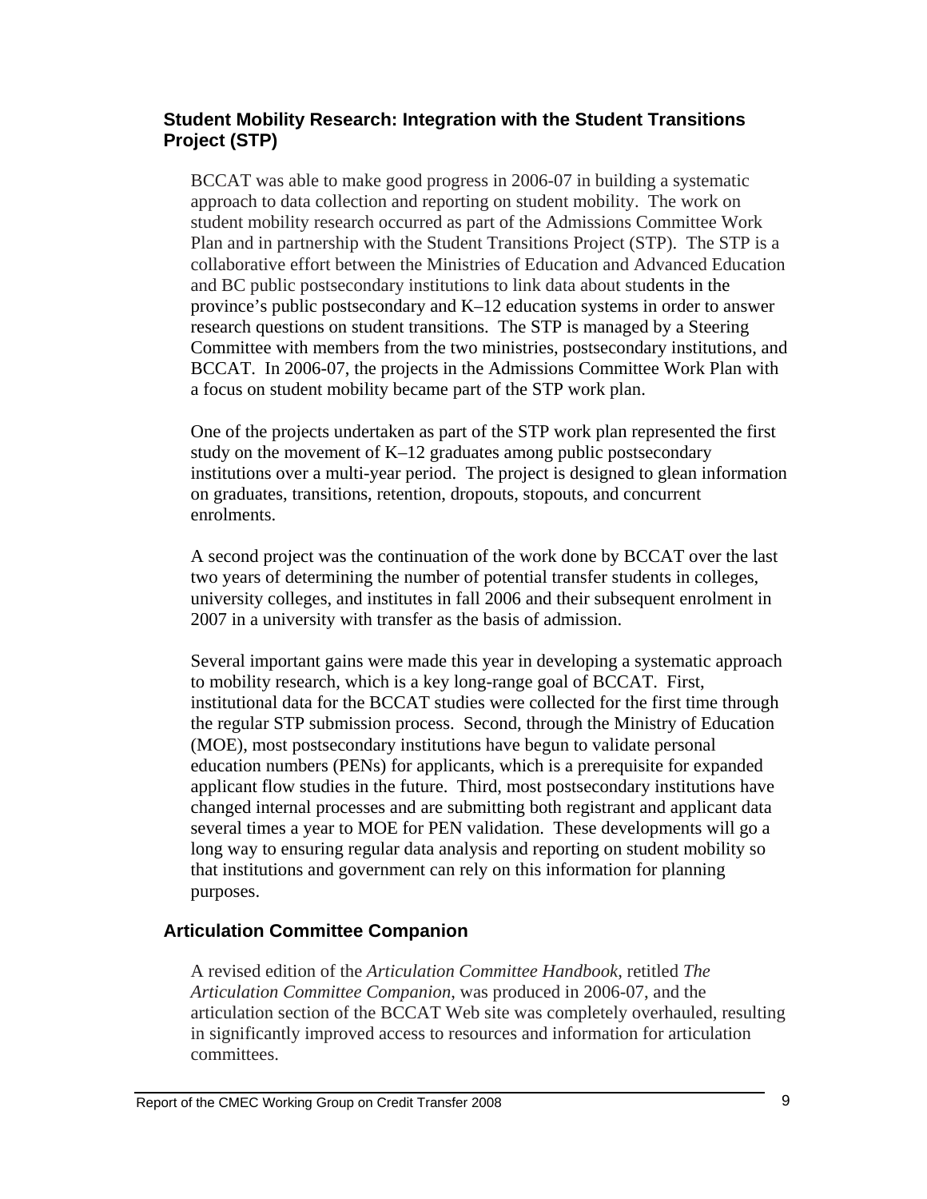### Student Mobility Research: Integration with the Student Transitions Project (STP)

BCCAT was able to make good progress in 2006-07 in building a systematic approach to data collection and reporting on student mobility. The work on student mobility research occurred as part of the Admissions Committee Work Plan and in partnership with the Student Transitions Project (STP). The STP is a collaborative effort between the Ministries of Education and Advanced Education and BC public postsecondary institutions to link data about students in the province's public postsecondary and K–12 education systems in order to answer research questions on student transitions. The STP is managed by a Steering Committee with members from the two ministries, postsecondary institutions, and BCCAT. In 2006-07, the projects in the Admissions Committee Work Plan with a focus on student mobility became part of the STP work plan.

One of the projects undertaken as part of the STP work plan represented the first study on the movement of K–12 graduates among public postsecondary institutions over a multi-year period. The project is designed to glean information on graduates, transitions, retention, dropouts, stopouts, and concurrent enrolments.

A second project was the continuation of the work done by BCCAT over the last two years of determining the number of potential transfer students in colleges, university colleges, and institutes in fall 2006 and their subsequent enrolment in 2007 in a university with transfer as the basis of admission.

Several important gains were made this year in developing a systematic approach to mobility research, which is a key long-range goal of BCCAT. First, institutional data for the BCCAT studies were collected for the first time through the regular STP submission process. Second, through the Ministry of Education (MOE), most postsecondary institutions have begun to validate personal education numbers (PENs) for applicants, which is a prerequisite for expanded applicant flow studies in the future. Third, most postsecondary institutions have changed internal processes and are submitting both registrant and applicant data several times a year to MOE for PEN validation. These developments will go a long way to ensuring regular data analysis and reporting on student mobility so that institutions and government can rely on this information for planning purposes.

### Articulation Committee Companion

A revised edition of the *Articulation Committee Handbook*, retitled *The Articulation Committee Companion*, was produced in 2006-07, and the articulation section of the BCCAT Web site was completely overhauled, resulting in significantly improved access to resources and information for articulation committees.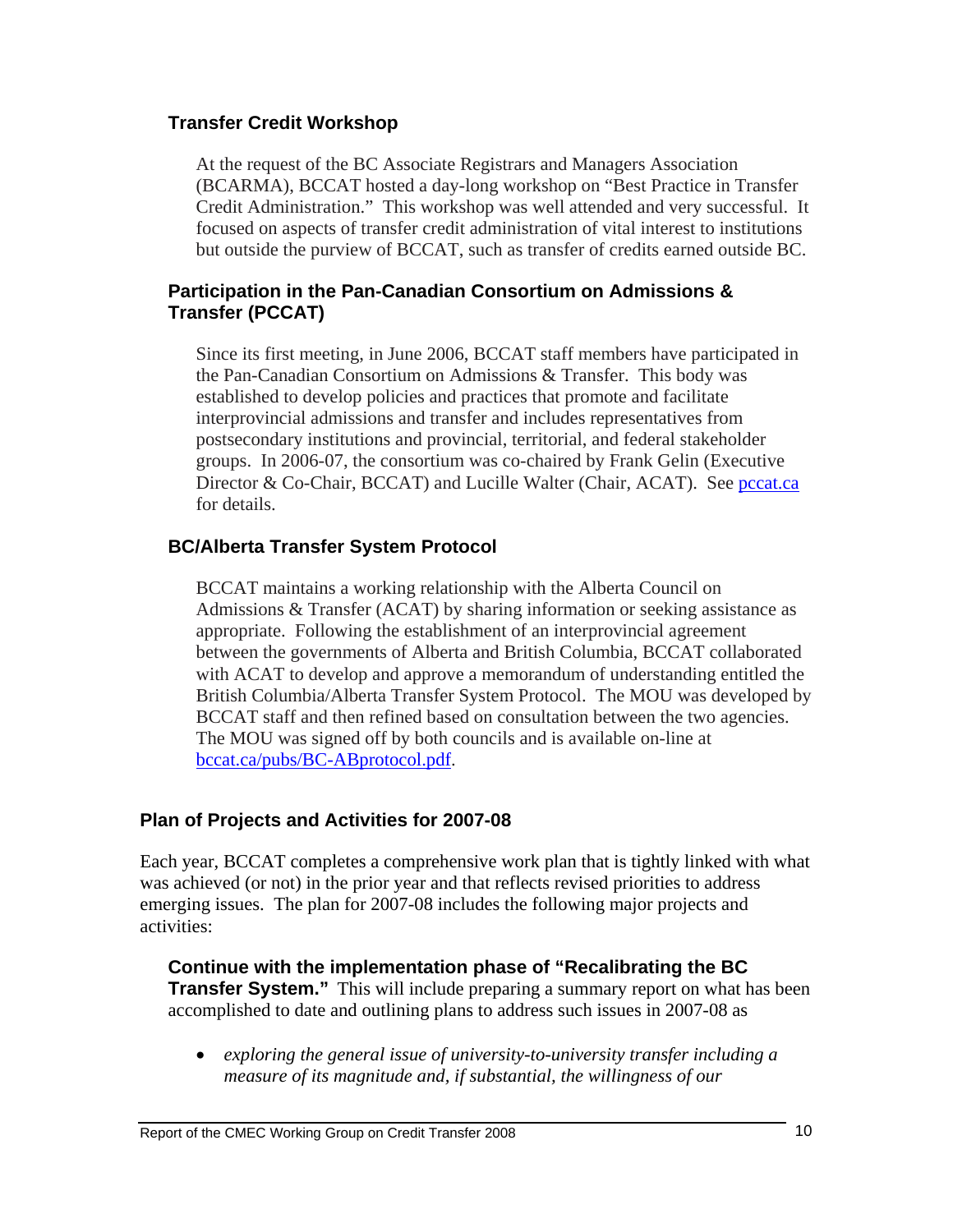### Transfer Credit Workshop

At the request of the BC Associate Registrars and Managers Association (BCARMA), BCCAT hosted a day-long workshop on "Best Practice in Transfer Credit Administration." This workshop was well attended and very successful. It focused on aspects of transfer credit administration of vital interest to institutions but outside the purview of BCCAT, such as transfer of credits earned outside BC.

### Participation in the Pan-Canadian Consortium on Admissions & Transfer (PCCAT)

Since its first meeting, in June 2006, BCCAT staff members have participated in the Pan-Canadian Consortium on Admissions & Transfer. This body was established to develop policies and practices that promote and facilitate interprovincial admissions and transfer and includes representatives from postsecondary institutions and provincial, territorial, and federal stakeholder groups. In 2006-07, the consortium was co-chaired by Frank Gelin (Executive Director & Co-Chair, BCCAT) and Lucille Walter (Chair, ACAT). See [pccat.ca](pccat.ca) for details.

### BC/Alberta Transfer System Protocol

BCCAT maintains a working relationship with the Alberta Council on Admissions & Transfer (ACAT) by sharing information or seeking assistance as appropriate. Following the establishment of an interprovincial agreement between the governments of Alberta and British Columbia, BCCAT collaborated with ACAT to develop and approve a memorandum of understanding entitled the British Columbia/Alberta Transfer System Protocol. The MOU was developed by BCCAT staff and then refined based on consultation between the two agencies. The MOU was signed off by both councils and is available on-line at [bccat.ca/pubs/BC-ABprotocol.pdf](bccat.ca/pubs/BC-ABprotocol.pdf).

## Plan of Projects and Activities for 2007-08

Each year, BCCAT completes a comprehensive work plan that is tightly linked with what was achieved (or not) in the prior year and that reflects revised priorities to address emerging issues. The plan for 2007-08 includes the following major projects and activities:

**Continue with the implementation phase of "Recalibrating the BC Transfer System."** This will include preparing a summary report on what has been accomplished to date and outlining plans to address such issues in 2007-08 as

- *exploring the general issue of university-to-university transfer including a measure of its magnitude and, if substantial, the willingness of our*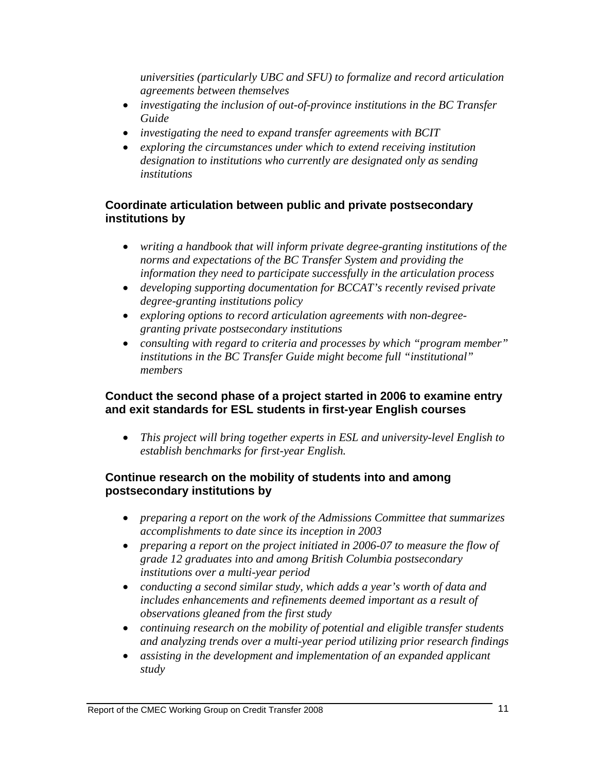universities (particularly UBC and SFU) to formalize and record articulation agreements between themselves*

- *investigating the inclusion of out-of-province institutions in the BC Transfer Guide*
- *investigating the need to expand transfer agreements with BCIT*
- *exploring the circumstances under which to extend receiving institution designation to institutions who currently are designated only as sending institutions*

**Coordinate articulation between public and private postsecondary institutions by**

- *writing a handbook that will inform private degree-granting institutions of the norms and expectations of the BC Transfer System and providing the information they need to participate successfully in the articulation process*
- *developing supporting documentation for BCCAT's recently revised private degree-granting institutions policy*
- *exploring options to record articulation agreements with non-degree-granting private postsecondary institutions*
- *consulting with regard to criteria and processes by which "program member" institutions in the BC Transfer Guide might become full "institutional" members*

**Conduct the second phase of a project started in 2006 to examine entry and exit standards for ESL students in first-year English courses**

- *This project will bring together experts in ESL and university-level English to establish benchmarks for first-year English.*

**Continue research on the mobility of students into and among postsecondary institutions by**

- *preparing a report on the work of the Admissions Committee that summarizes accomplishments to date since its inception in 2003*
- *preparing a report on the project initiated in 2006-07 to measure the flow of grade 12 graduates into and among British Columbia postsecondary institutions over a multi-year period*
- *conducting a second similar study, which adds a year's worth of data and includes enhancements and refinements deemed important as a result of observations gleaned from the first study*
- *continuing research on the mobility of potential and eligible transfer students and analyzing trends over a multi-year period utilizing prior research findings*
- *assisting in the development and implementation of an expanded applicant study*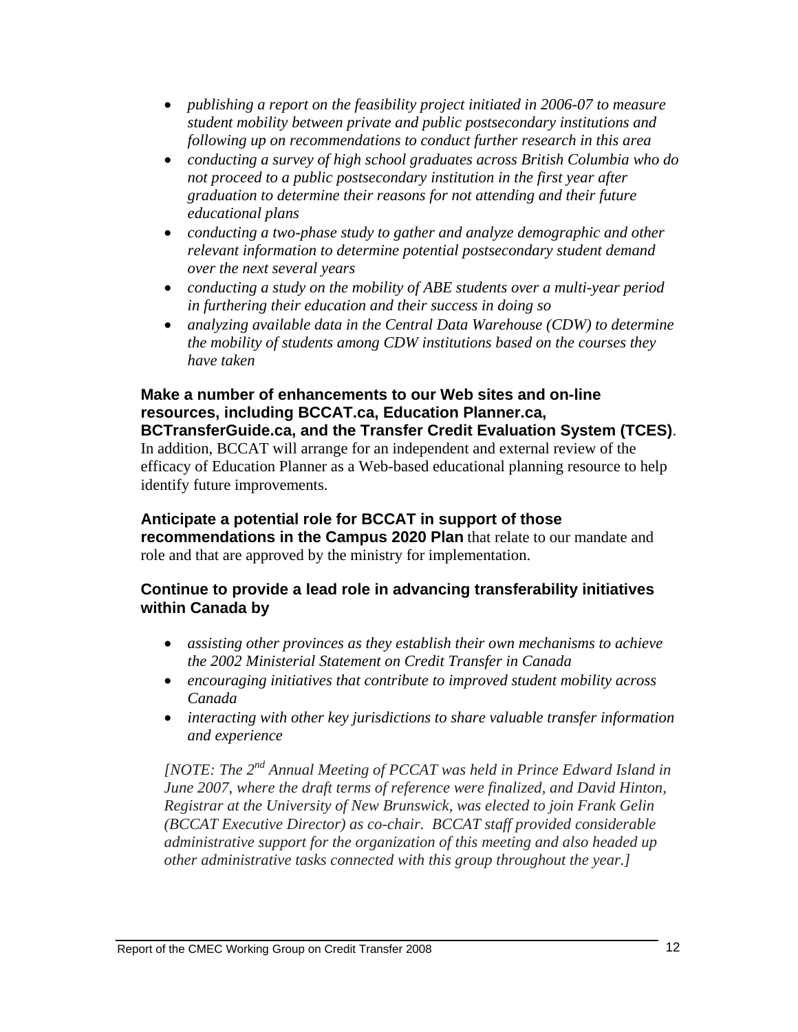- *publishing a report on the feasibility project initiated in 2006-07 to measure student mobility between private and public postsecondary institutions and following up on recommendations to conduct further research in this area*
- *conducting a survey of high school graduates across British Columbia who do not proceed to a public postsecondary institution in the first year after graduation to determine their reasons for not attending and their future educational plans*
- *conducting a two-phase study to gather and analyze demographic and other relevant information to determine potential postsecondary student demand over the next several years*
- *conducting a study on the mobility of ABE students over a multi-year period in furthering their education and their success in doing so*
- *analyzing available data in the Central Data Warehouse (CDW) to determine the mobility of students among CDW institutions based on the courses they have taken*

**Make a number of enhancements to our Web sites and on-line resources, including BCCAT.ca, Education Planner.ca, BCTransferGuide.ca, and the Transfer Credit Evaluation System (TCES)**. In addition, BCCAT will arrange for an independent and external review of the efficacy of Education Planner as a Web-based educational planning resource to help identify future improvements.

**Anticipate a potential role for BCCAT in support of those recommendations in the Campus 2020 Plan** that relate to our mandate and role and that are approved by the ministry for implementation.

**Continue to provide a lead role in advancing transferability initiatives within Canada by**

- *assisting other provinces as they establish their own mechanisms to achieve the 2002 Ministerial Statement on Credit Transfer in Canada*
- *encouraging initiatives that contribute to improved student mobility across Canada*
- *interacting with other key jurisdictions to share valuable transfer information and experience*

*[NOTE: The 2nd Annual Meeting of PCCAT was held in Prince Edward Island in June 2007, where the draft terms of reference were finalized, and David Hinton, Registrar at the University of New Brunswick, was elected to join Frank Gelin (BCCAT Executive Director) as co-chair. BCCAT staff provided considerable administrative support for the organization of this meeting and also headed up other administrative tasks connected with this group throughout the year.]*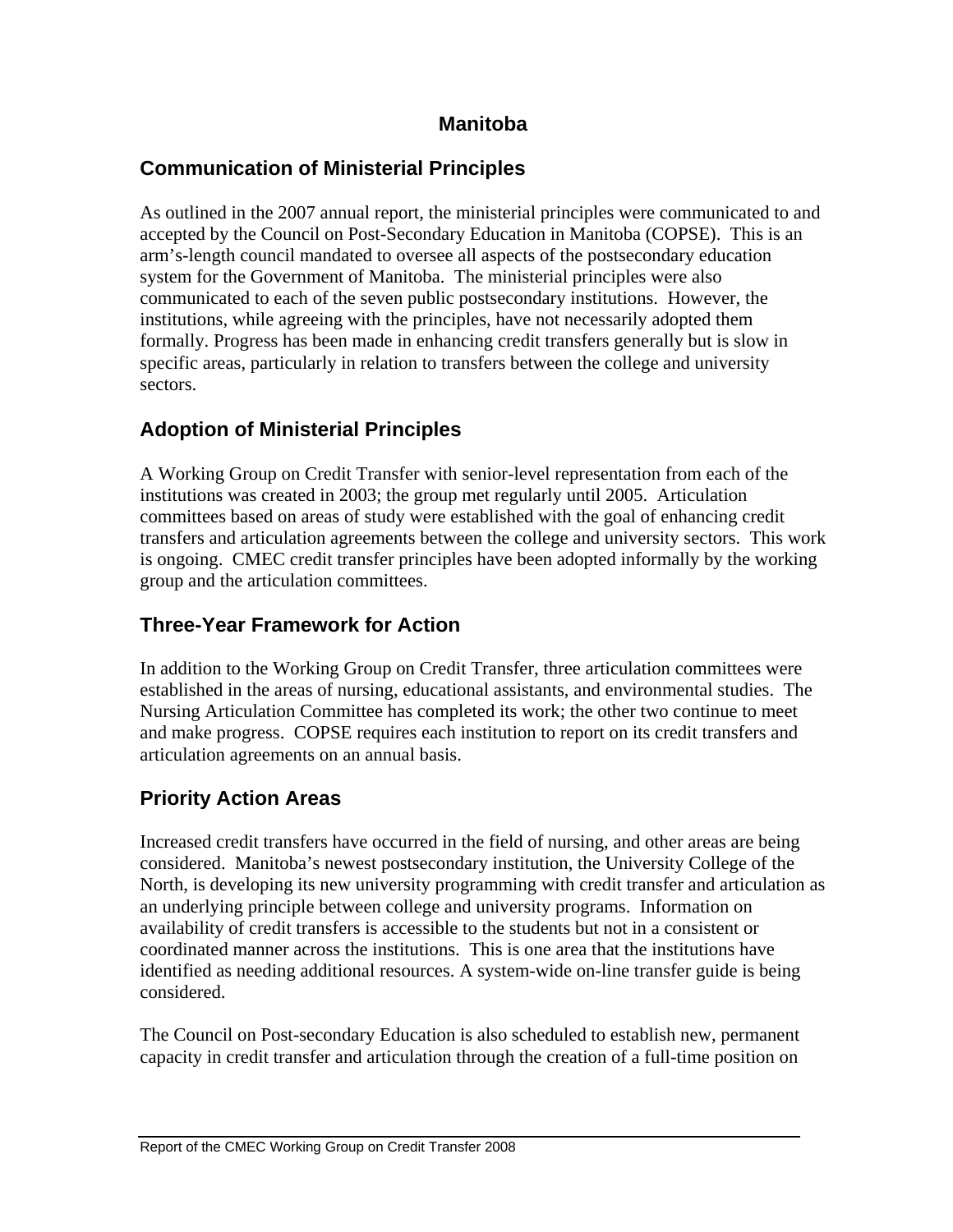# Manitoba

## Communication of Ministerial Principles

As outlined in the 2007 annual report, the ministerial principles were communicated to and accepted by the Council on Post-Secondary Education in Manitoba (COPSE). This is an arm's-length council mandated to oversee all aspects of the postsecondary education system for the Government of Manitoba. The ministerial principles were also communicated to each of the seven public postsecondary institutions. However, the institutions, while agreeing with the principles, have not necessarily adopted them formally. Progress has been made in enhancing credit transfers generally but is slow in specific areas, particularly in relation to transfers between the college and university sectors.

## Adoption of Ministerial Principles

A Working Group on Credit Transfer with senior-level representation from each of the institutions was created in 2003; the group met regularly until 2005. Articulation committees based on areas of study were established with the goal of enhancing credit transfers and articulation agreements between the college and university sectors. This work is ongoing. CMEC credit transfer principles have been adopted informally by the working group and the articulation committees.

## Three-Year Framework for Action

In addition to the Working Group on Credit Transfer, three articulation committees were established in the areas of nursing, educational assistants, and environmental studies. The Nursing Articulation Committee has completed its work; the other two continue to meet and make progress. COPSE requires each institution to report on its credit transfers and articulation agreements on an annual basis.

## Priority Action Areas

Increased credit transfers have occurred in the field of nursing, and other areas are being considered. Manitoba's newest postsecondary institution, the University College of the North, is developing its new university programming with credit transfer and articulation as an underlying principle between college and university programs. Information on availability of credit transfers is accessible to the students but not in a consistent or coordinated manner across the institutions. This is one area that the institutions have identified as needing additional resources. A system-wide on-line transfer guide is being considered.

The Council on Post-secondary Education is also scheduled to establish new, permanent capacity in credit transfer and articulation through the creation of a full-time position on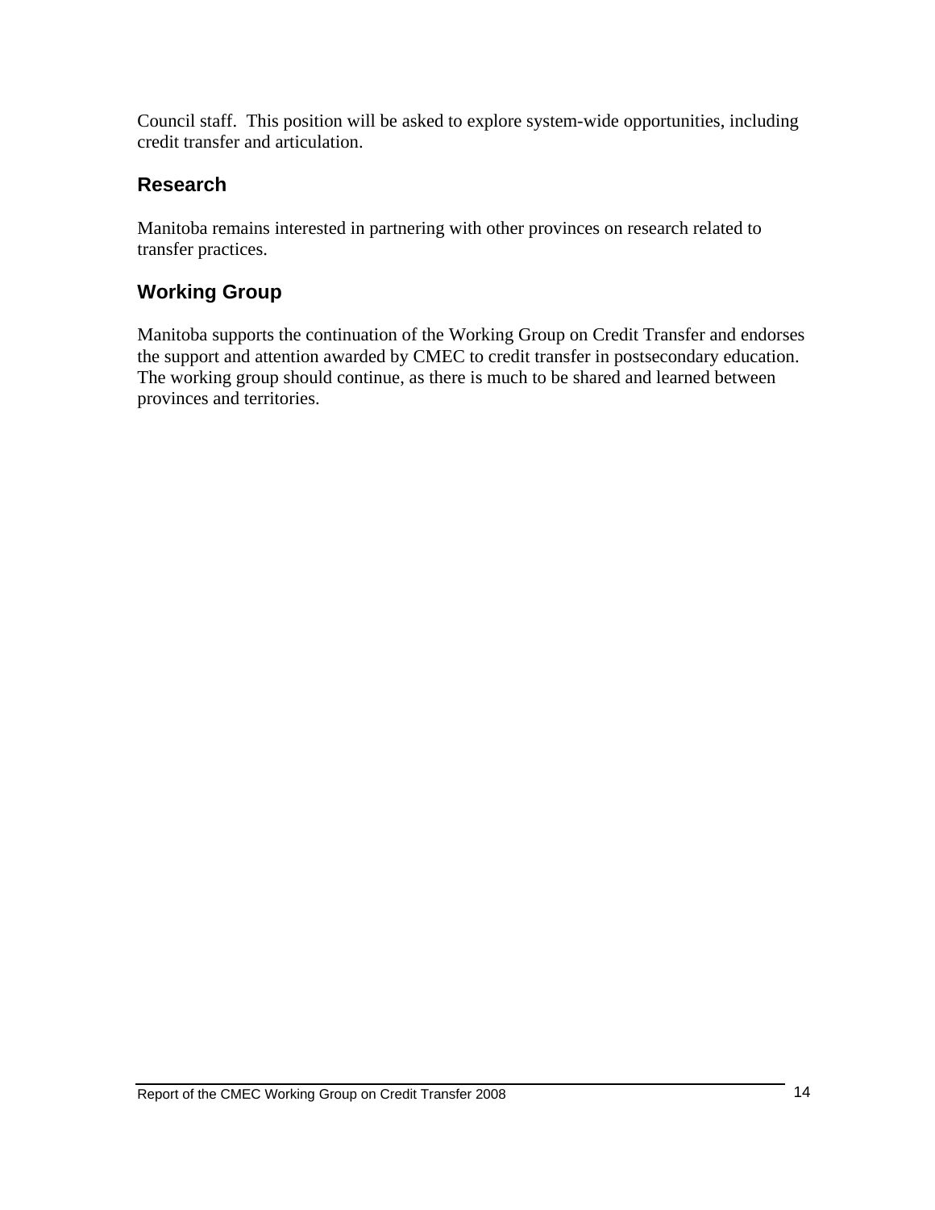Council staff.  This position will be asked to explore system-wide opportunities, including credit transfer and articulation.

## Research

Manitoba remains interested in partnering with other provinces on research related to transfer practices.

## Working Group

Manitoba supports the continuation of the Working Group on Credit Transfer and endorses the support and attention awarded by CMEC to credit transfer in postsecondary education. The working group should continue, as there is much to be shared and learned between provinces and territories.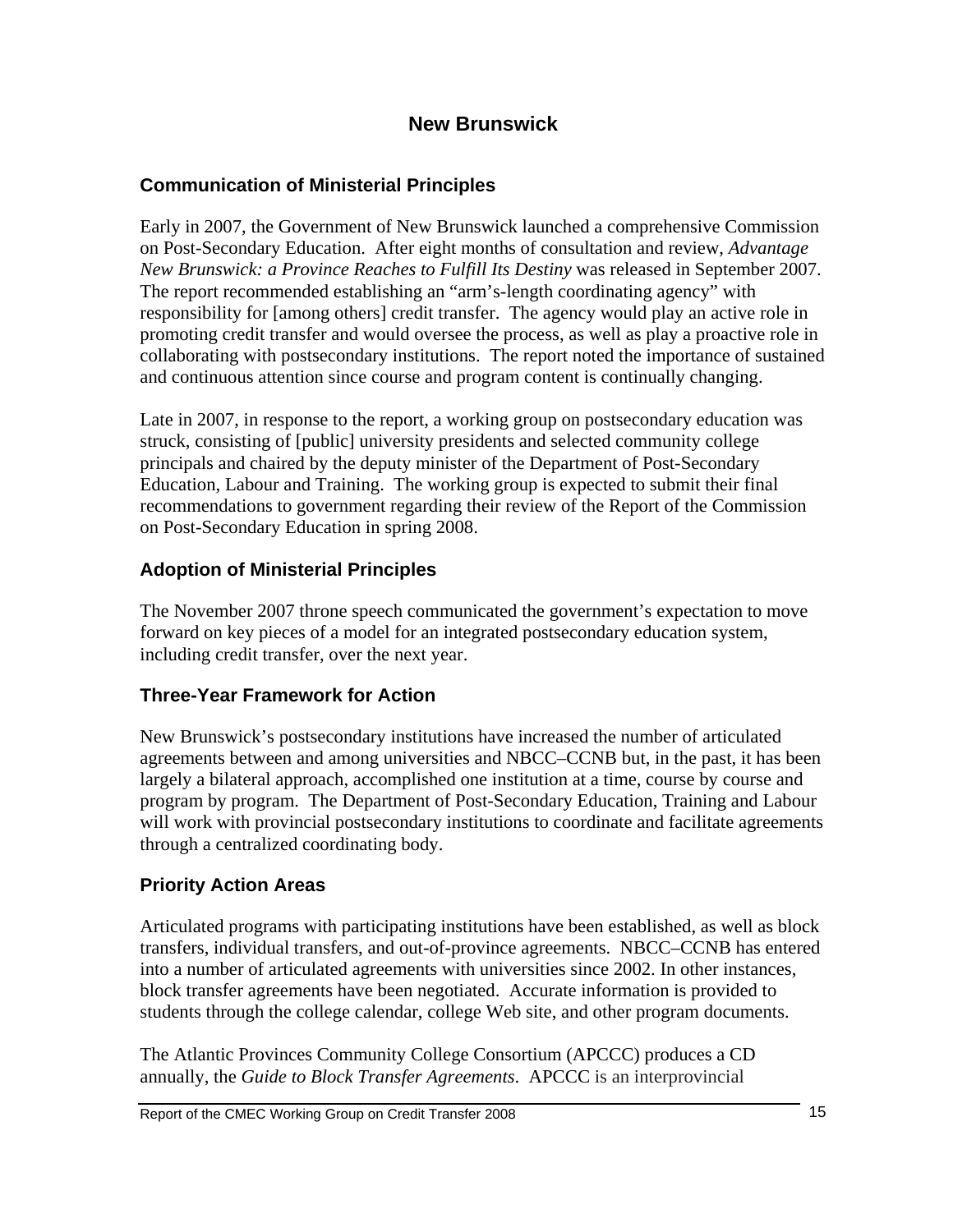## New Brunswick

### Communication of Ministerial Principles

Early in 2007, the Government of New Brunswick launched a comprehensive Commission on Post-Secondary Education. After eight months of consultation and review, *Advantage New Brunswick: a Province Reaches to Fulfill Its Destiny* was released in September 2007. The report recommended establishing an "arm's-length coordinating agency" with responsibility for [among others] credit transfer. The agency would play an active role in promoting credit transfer and would oversee the process, as well as play a proactive role in collaborating with postsecondary institutions. The report noted the importance of sustained and continuous attention since course and program content is continually changing.

Late in 2007, in response to the report, a working group on postsecondary education was struck, consisting of [public] university presidents and selected community college principals and chaired by the deputy minister of the Department of Post-Secondary Education, Labour and Training. The working group is expected to submit their final recommendations to government regarding their review of the Report of the Commission on Post-Secondary Education in spring 2008.

### Adoption of Ministerial Principles

The November 2007 throne speech communicated the government's expectation to move forward on key pieces of a model for an integrated postsecondary education system, including credit transfer, over the next year.

### Three-Year Framework for Action

New Brunswick's postsecondary institutions have increased the number of articulated agreements between and among universities and NBCC–CCNB but, in the past, it has been largely a bilateral approach, accomplished one institution at a time, course by course and program by program. The Department of Post-Secondary Education, Training and Labour will work with provincial postsecondary institutions to coordinate and facilitate agreements through a centralized coordinating body.

### Priority Action Areas

Articulated programs with participating institutions have been established, as well as block transfers, individual transfers, and out-of-province agreements. NBCC–CCNB has entered into a number of articulated agreements with universities since 2002. In other instances, block transfer agreements have been negotiated. Accurate information is provided to students through the college calendar, college Web site, and other program documents.

The Atlantic Provinces Community College Consortium (APCCC) produces a CD annually, the *Guide to Block Transfer Agreements*. APCCC is an interprovincial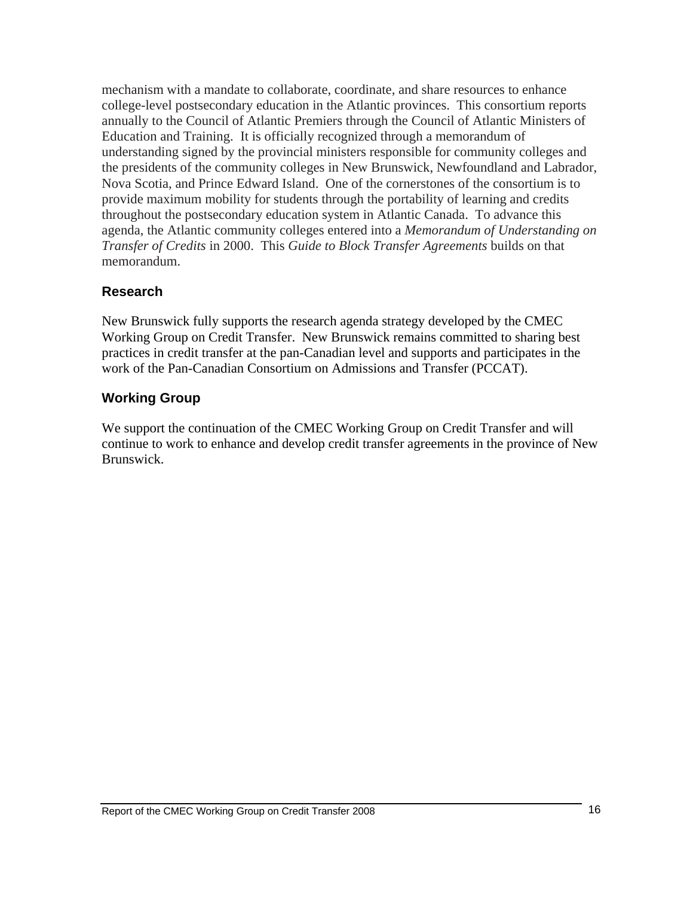mechanism with a mandate to collaborate, coordinate, and share resources to enhance college-level postsecondary education in the Atlantic provinces. This consortium reports annually to the Council of Atlantic Premiers through the Council of Atlantic Ministers of Education and Training. It is officially recognized through a memorandum of understanding signed by the provincial ministers responsible for community colleges and the presidents of the community colleges in New Brunswick, Newfoundland and Labrador, Nova Scotia, and Prince Edward Island. One of the cornerstones of the consortium is to provide maximum mobility for students through the portability of learning and credits throughout the postsecondary education system in Atlantic Canada. To advance this agenda, the Atlantic community colleges entered into a *Memorandum of Understanding on Transfer of Credits* in 2000. This *Guide to Block Transfer Agreements* builds on that memorandum.

### Research

New Brunswick fully supports the research agenda strategy developed by the CMEC Working Group on Credit Transfer. New Brunswick remains committed to sharing best practices in credit transfer at the pan-Canadian level and supports and participates in the work of the Pan-Canadian Consortium on Admissions and Transfer (PCCAT).

### Working Group

We support the continuation of the CMEC Working Group on Credit Transfer and will continue to work to enhance and develop credit transfer agreements in the province of New Brunswick.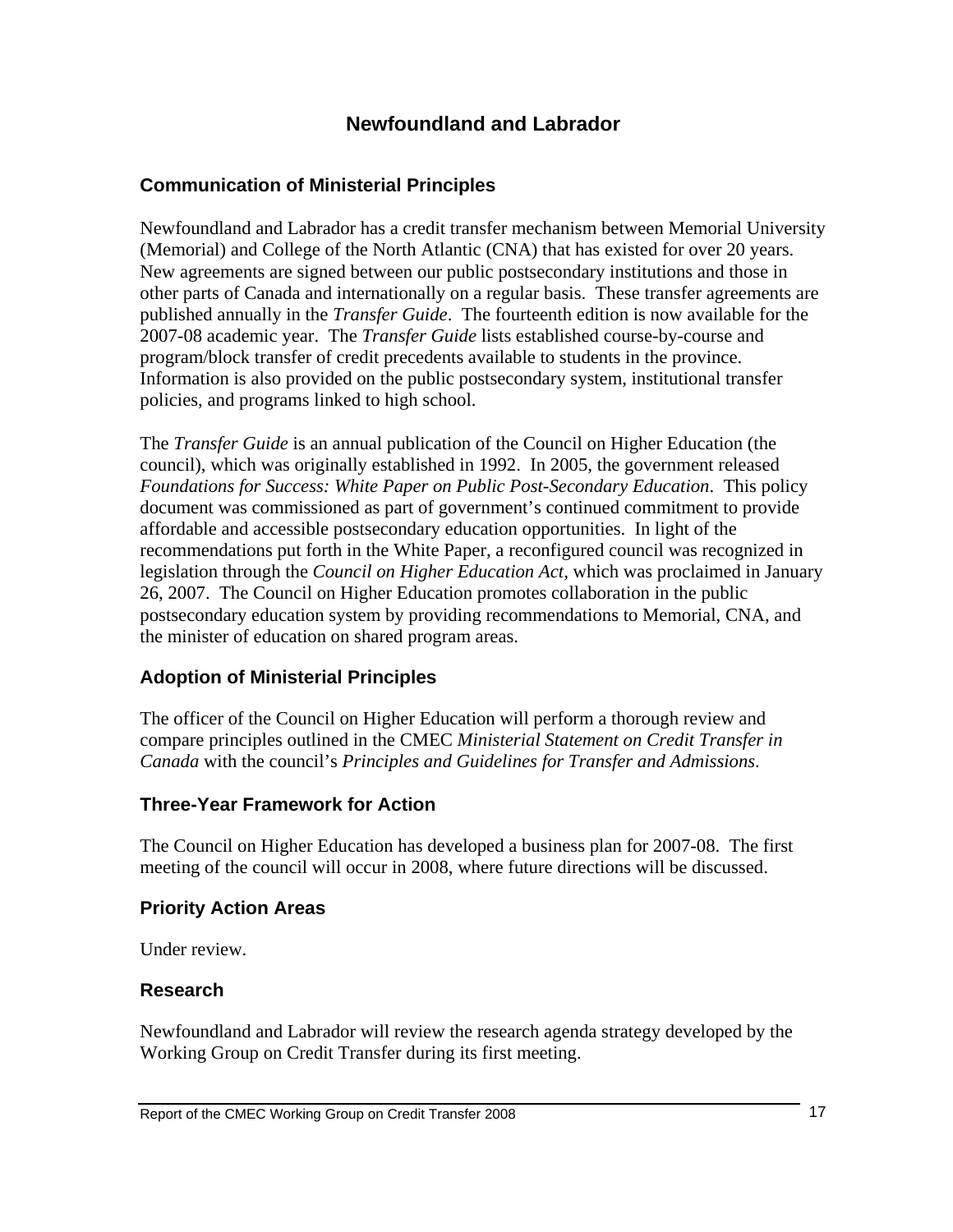# Newfoundland and Labrador

## Communication of Ministerial Principles

Newfoundland and Labrador has a credit transfer mechanism between Memorial University (Memorial) and College of the North Atlantic (CNA) that has existed for over 20 years. New agreements are signed between our public postsecondary institutions and those in other parts of Canada and internationally on a regular basis. These transfer agreements are published annually in the *Transfer Guide*. The fourteenth edition is now available for the 2007-08 academic year. The *Transfer Guide* lists established course-by-course and program/block transfer of credit precedents available to students in the province. Information is also provided on the public postsecondary system, institutional transfer policies, and programs linked to high school.

The *Transfer Guide* is an annual publication of the Council on Higher Education (the council), which was originally established in 1992. In 2005, the government released *Foundations for Success: White Paper on Public Post-Secondary Education*. This policy document was commissioned as part of government's continued commitment to provide affordable and accessible postsecondary education opportunities. In light of the recommendations put forth in the White Paper, a reconfigured council was recognized in legislation through the *Council on Higher Education Act*, which was proclaimed in January 26, 2007. The Council on Higher Education promotes collaboration in the public postsecondary education system by providing recommendations to Memorial, CNA, and the minister of education on shared program areas.

## Adoption of Ministerial Principles

The officer of the Council on Higher Education will perform a thorough review and compare principles outlined in the CMEC *Ministerial Statement on Credit Transfer in Canada* with the council's *Principles and Guidelines for Transfer and Admissions*.

## Three-Year Framework for Action

The Council on Higher Education has developed a business plan for 2007-08. The first meeting of the council will occur in 2008, where future directions will be discussed.

## Priority Action Areas

Under review.

## Research

Newfoundland and Labrador will review the research agenda strategy developed by the Working Group on Credit Transfer during its first meeting.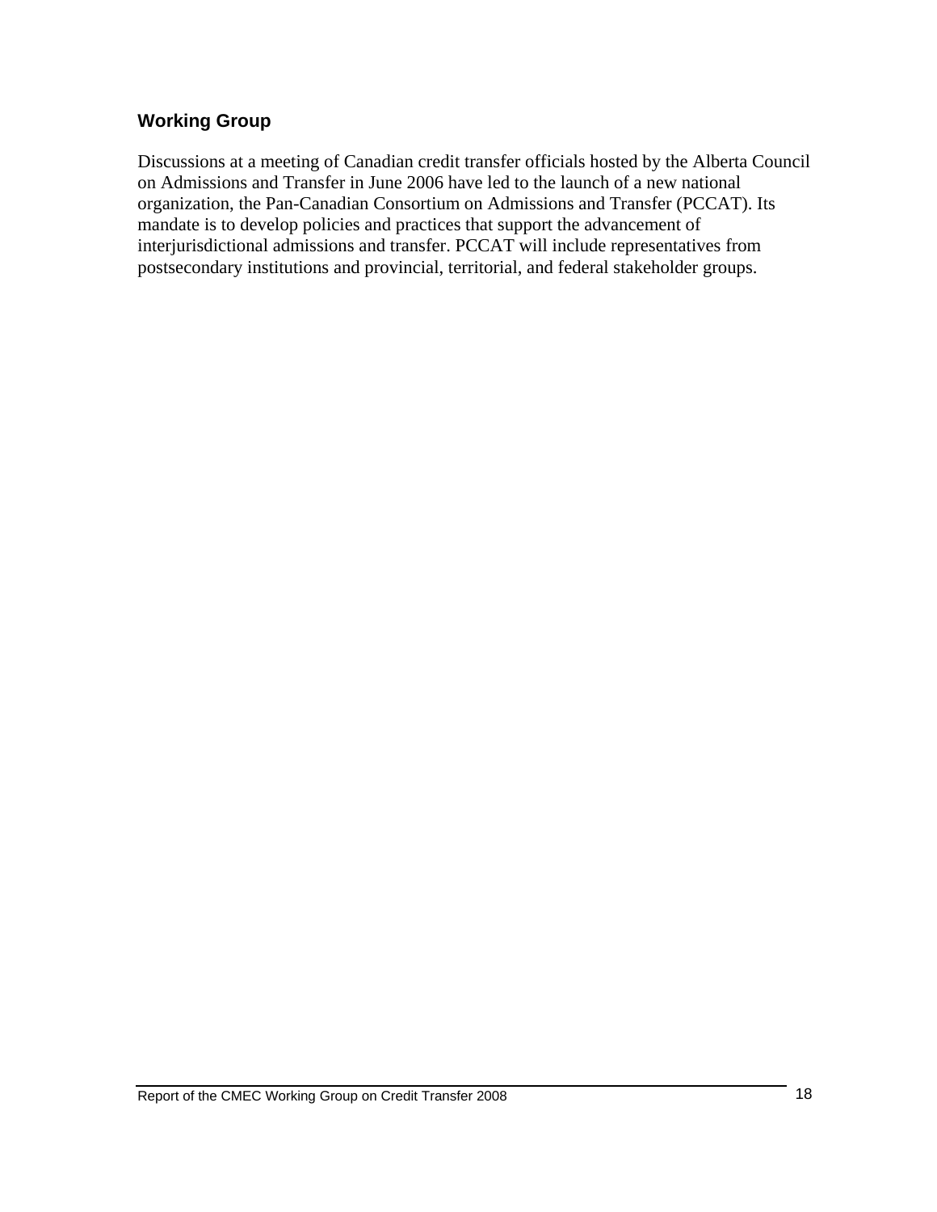## Working Group

Discussions at a meeting of Canadian credit transfer officials hosted by the Alberta Council on Admissions and Transfer in June 2006 have led to the launch of a new national organization, the Pan-Canadian Consortium on Admissions and Transfer (PCCAT). Its mandate is to develop policies and practices that support the advancement of interjurisdictional admissions and transfer. PCCAT will include representatives from postsecondary institutions and provincial, territorial, and federal stakeholder groups.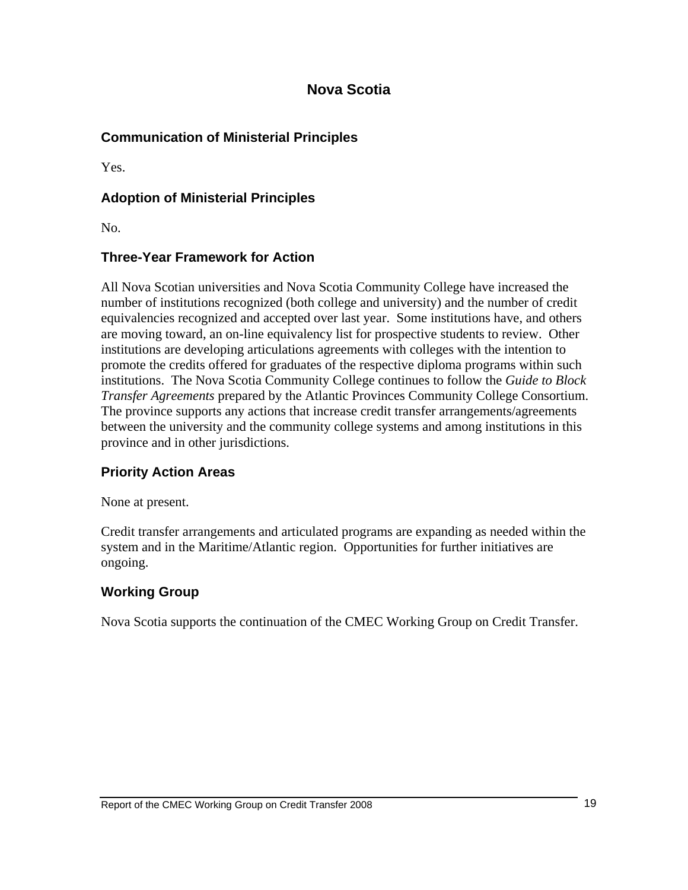# Nova Scotia

## Communication of Ministerial Principles

Yes.

## Adoption of Ministerial Principles

No.

## Three-Year Framework for Action

All Nova Scotian universities and Nova Scotia Community College have increased the number of institutions recognized (both college and university) and the number of credit equivalencies recognized and accepted over last year. Some institutions have, and others are moving toward, an on-line equivalency list for prospective students to review. Other institutions are developing articulations agreements with colleges with the intention to promote the credits offered for graduates of the respective diploma programs within such institutions. The Nova Scotia Community College continues to follow the *Guide to Block Transfer Agreements* prepared by the Atlantic Provinces Community College Consortium. The province supports any actions that increase credit transfer arrangements/agreements between the university and the community college systems and among institutions in this province and in other jurisdictions.

## Priority Action Areas

None at present.

Credit transfer arrangements and articulated programs are expanding as needed within the system and in the Maritime/Atlantic region. Opportunities for further initiatives are ongoing.

## Working Group

Nova Scotia supports the continuation of the CMEC Working Group on Credit Transfer.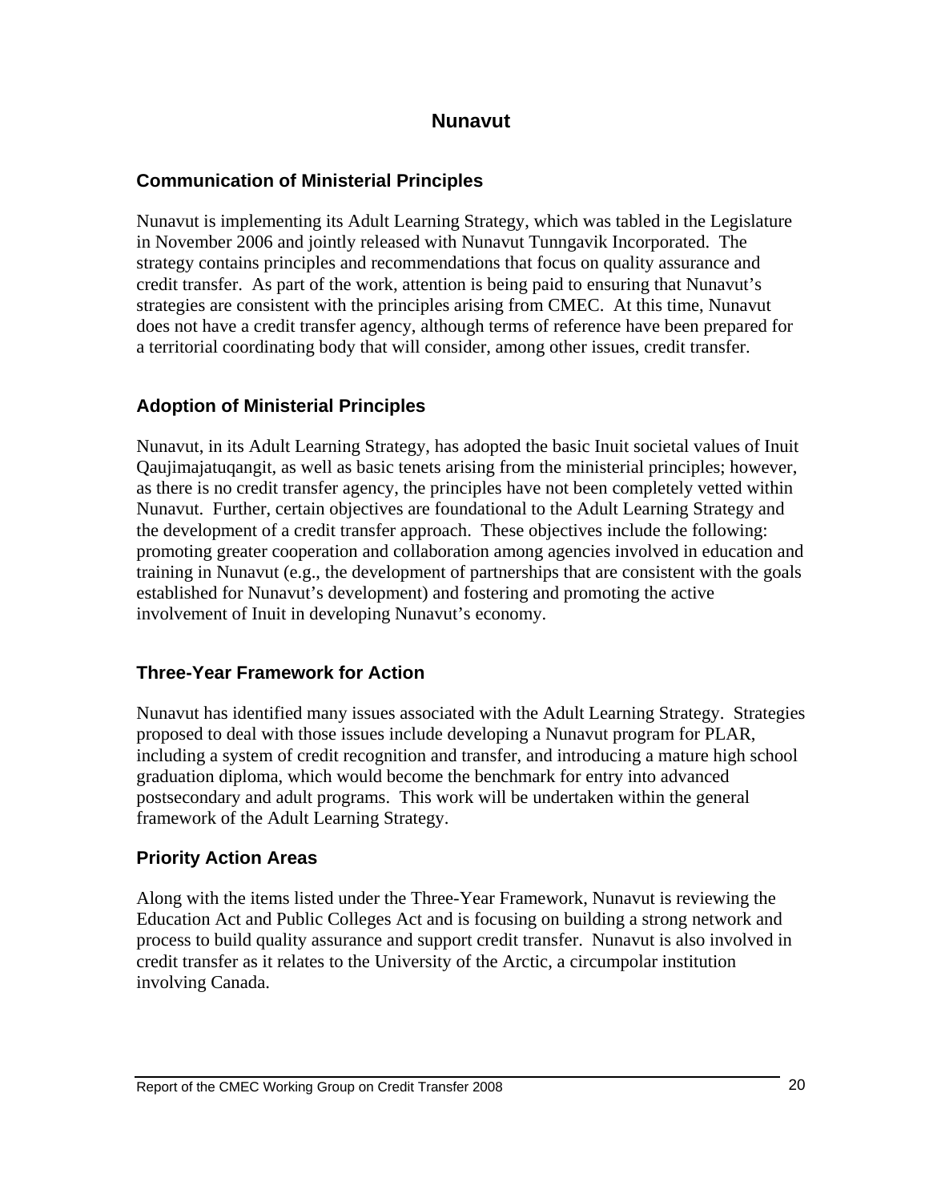# Nunavut

## Communication of Ministerial Principles

Nunavut is implementing its Adult Learning Strategy, which was tabled in the Legislature in November 2006 and jointly released with Nunavut Tunngavik Incorporated. The strategy contains principles and recommendations that focus on quality assurance and credit transfer. As part of the work, attention is being paid to ensuring that Nunavut's strategies are consistent with the principles arising from CMEC. At this time, Nunavut does not have a credit transfer agency, although terms of reference have been prepared for a territorial coordinating body that will consider, among other issues, credit transfer.

## Adoption of Ministerial Principles

Nunavut, in its Adult Learning Strategy, has adopted the basic Inuit societal values of Inuit Qaujimajatuqangit, as well as basic tenets arising from the ministerial principles; however, as there is no credit transfer agency, the principles have not been completely vetted within Nunavut. Further, certain objectives are foundational to the Adult Learning Strategy and the development of a credit transfer approach. These objectives include the following: promoting greater cooperation and collaboration among agencies involved in education and training in Nunavut (e.g., the development of partnerships that are consistent with the goals established for Nunavut's development) and fostering and promoting the active involvement of Inuit in developing Nunavut's economy.

## Three-Year Framework for Action

Nunavut has identified many issues associated with the Adult Learning Strategy. Strategies proposed to deal with those issues include developing a Nunavut program for PLAR, including a system of credit recognition and transfer, and introducing a mature high school graduation diploma, which would become the benchmark for entry into advanced postsecondary and adult programs. This work will be undertaken within the general framework of the Adult Learning Strategy.

## Priority Action Areas

Along with the items listed under the Three-Year Framework, Nunavut is reviewing the Education Act and Public Colleges Act and is focusing on building a strong network and process to build quality assurance and support credit transfer. Nunavut is also involved in credit transfer as it relates to the University of the Arctic, a circumpolar institution involving Canada.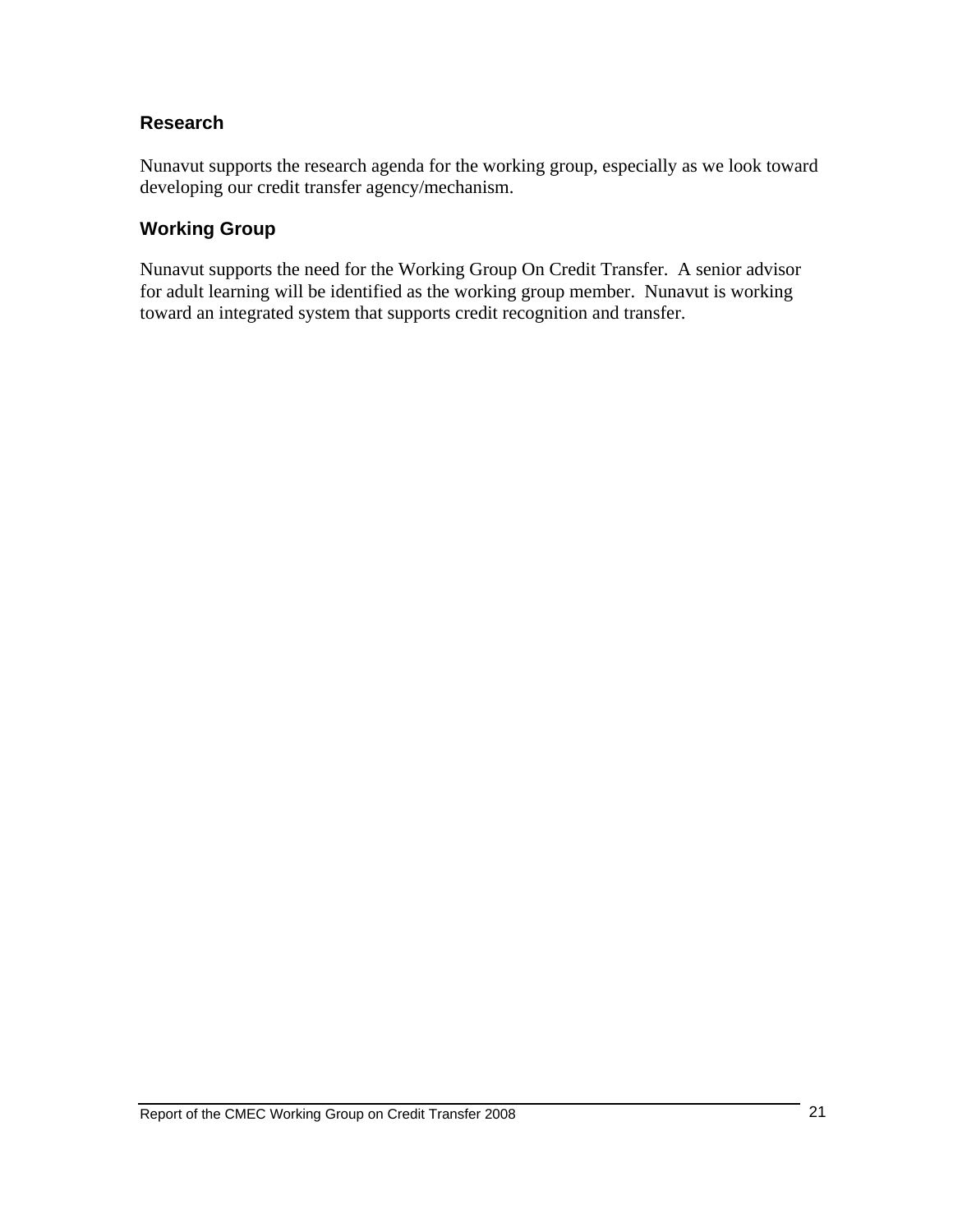### Research

Nunavut supports the research agenda for the working group, especially as we look toward developing our credit transfer agency/mechanism.

### Working Group

Nunavut supports the need for the Working Group On Credit Transfer. A senior advisor for adult learning will be identified as the working group member. Nunavut is working toward an integrated system that supports credit recognition and transfer.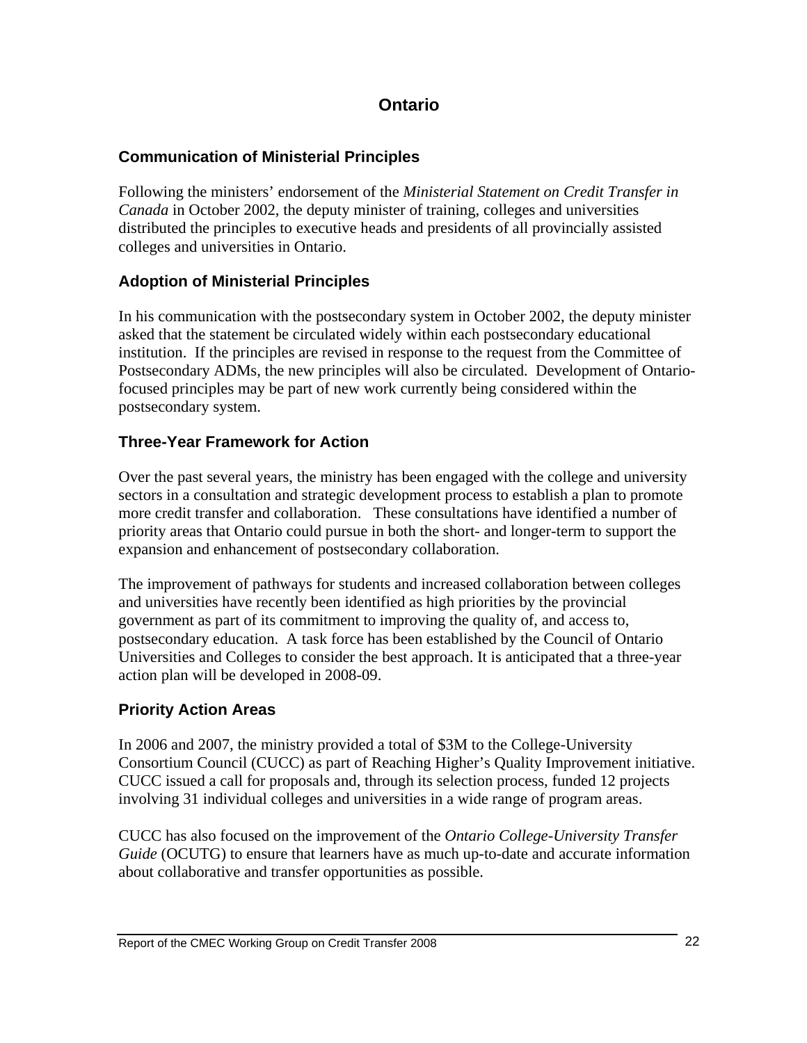# Ontario

## Communication of Ministerial Principles

Following the ministers' endorsement of the *Ministerial Statement on Credit Transfer in Canada* in October 2002, the deputy minister of training, colleges and universities distributed the principles to executive heads and presidents of all provincially assisted colleges and universities in Ontario.

## Adoption of Ministerial Principles

In his communication with the postsecondary system in October 2002, the deputy minister asked that the statement be circulated widely within each postsecondary educational institution. If the principles are revised in response to the request from the Committee of Postsecondary ADMs, the new principles will also be circulated. Development of Ontario-focused principles may be part of new work currently being considered within the postsecondary system.

## Three-Year Framework for Action

Over the past several years, the ministry has been engaged with the college and university sectors in a consultation and strategic development process to establish a plan to promote more credit transfer and collaboration. These consultations have identified a number of priority areas that Ontario could pursue in both the short- and longer-term to support the expansion and enhancement of postsecondary collaboration.

The improvement of pathways for students and increased collaboration between colleges and universities have recently been identified as high priorities by the provincial government as part of its commitment to improving the quality of, and access to, postsecondary education. A task force has been established by the Council of Ontario Universities and Colleges to consider the best approach. It is anticipated that a three-year action plan will be developed in 2008-09.

## Priority Action Areas

In 2006 and 2007, the ministry provided a total of $3M to the College-University Consortium Council (CUCC) as part of Reaching Higher's Quality Improvement initiative. CUCC issued a call for proposals and, through its selection process, funded 12 projects involving 31 individual colleges and universities in a wide range of program areas.

CUCC has also focused on the improvement of the *Ontario College-University Transfer Guide* (OCUTG) to ensure that learners have as much up-to-date and accurate information about collaborative and transfer opportunities as possible.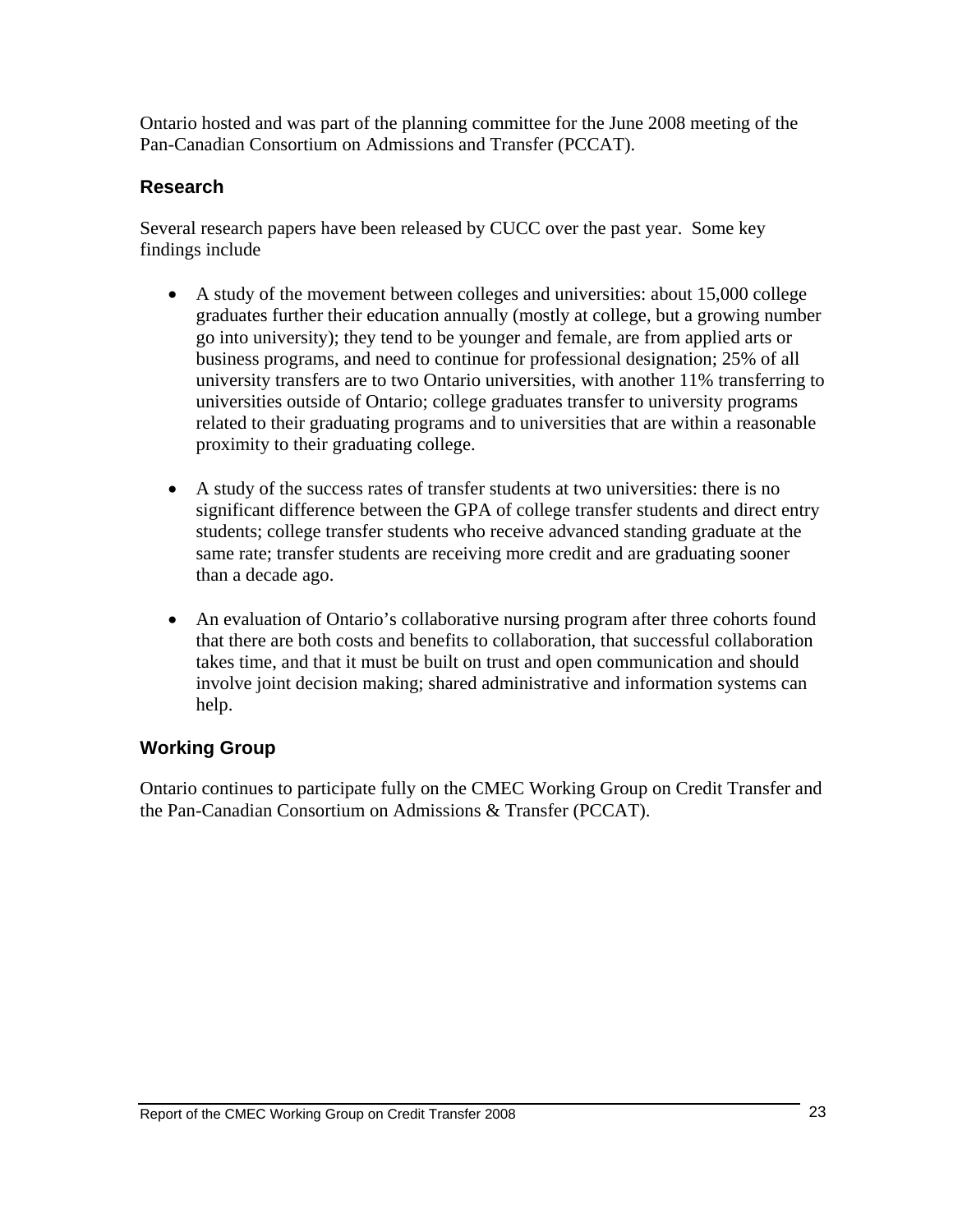Ontario hosted and was part of the planning committee for the June 2008 meeting of the Pan-Canadian Consortium on Admissions and Transfer (PCCAT).

### Research

Several research papers have been released by CUCC over the past year. Some key findings include

- A study of the movement between colleges and universities: about 15,000 college graduates further their education annually (mostly at college, but a growing number go into university); they tend to be younger and female, are from applied arts or business programs, and need to continue for professional designation; 25% of all university transfers are to two Ontario universities, with another 11% transferring to universities outside of Ontario; college graduates transfer to university programs related to their graduating programs and to universities that are within a reasonable proximity to their graduating college.

- A study of the success rates of transfer students at two universities: there is no significant difference between the GPA of college transfer students and direct entry students; college transfer students who receive advanced standing graduate at the same rate; transfer students are receiving more credit and are graduating sooner than a decade ago.

- An evaluation of Ontario's collaborative nursing program after three cohorts found that there are both costs and benefits to collaboration, that successful collaboration takes time, and that it must be built on trust and open communication and should involve joint decision making; shared administrative and information systems can help.

### Working Group

Ontario continues to participate fully on the CMEC Working Group on Credit Transfer and the Pan-Canadian Consortium on Admissions & Transfer (PCCAT).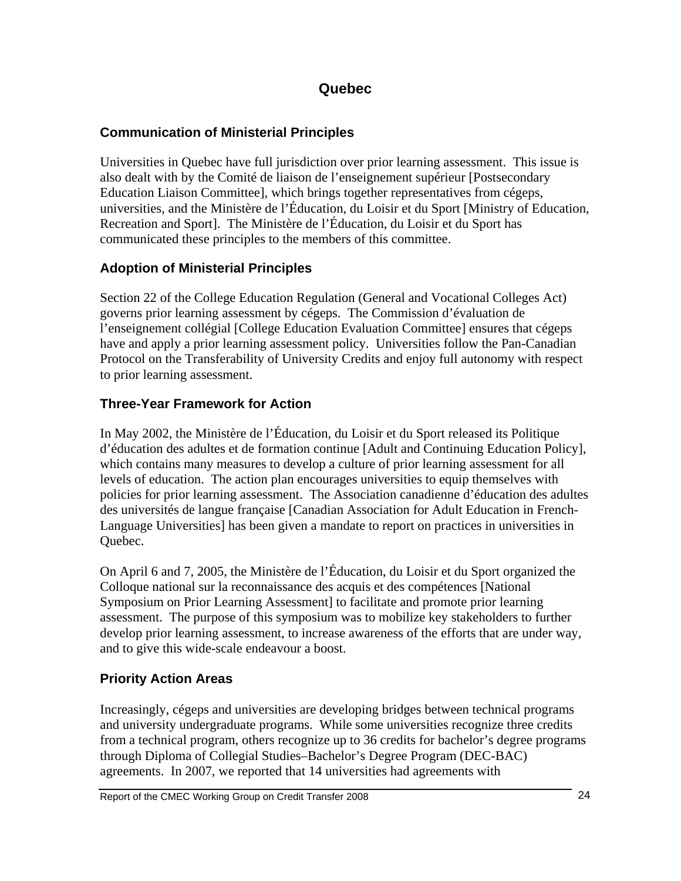# Quebec

## Communication of Ministerial Principles

Universities in Quebec have full jurisdiction over prior learning assessment. This issue is also dealt with by the Comité de liaison de l'enseignement supérieur [Postsecondary Education Liaison Committee], which brings together representatives from cégeps, universities, and the Ministère de l'Éducation, du Loisir et du Sport [Ministry of Education, Recreation and Sport]. The Ministère de l'Éducation, du Loisir et du Sport has communicated these principles to the members of this committee.

## Adoption of Ministerial Principles

Section 22 of the College Education Regulation (General and Vocational Colleges Act) governs prior learning assessment by cégeps. The Commission d'évaluation de l'enseignement collégial [College Education Evaluation Committee] ensures that cégeps have and apply a prior learning assessment policy. Universities follow the Pan-Canadian Protocol on the Transferability of University Credits and enjoy full autonomy with respect to prior learning assessment.

## Three-Year Framework for Action

In May 2002, the Ministère de l'Éducation, du Loisir et du Sport released its Politique d'éducation des adultes et de formation continue [Adult and Continuing Education Policy], which contains many measures to develop a culture of prior learning assessment for all levels of education. The action plan encourages universities to equip themselves with policies for prior learning assessment. The Association canadienne d'éducation des adultes des universités de langue française [Canadian Association for Adult Education in French-Language Universities] has been given a mandate to report on practices in universities in Quebec.

On April 6 and 7, 2005, the Ministère de l'Éducation, du Loisir et du Sport organized the Colloque national sur la reconnaissance des acquis et des compétences [National Symposium on Prior Learning Assessment] to facilitate and promote prior learning assessment. The purpose of this symposium was to mobilize key stakeholders to further develop prior learning assessment, to increase awareness of the efforts that are under way, and to give this wide-scale endeavour a boost.

## Priority Action Areas

Increasingly, cégeps and universities are developing bridges between technical programs and university undergraduate programs. While some universities recognize three credits from a technical program, others recognize up to 36 credits for bachelor's degree programs through Diploma of Collegial Studies–Bachelor's Degree Program (DEC-BAC) agreements. In 2007, we reported that 14 universities had agreements with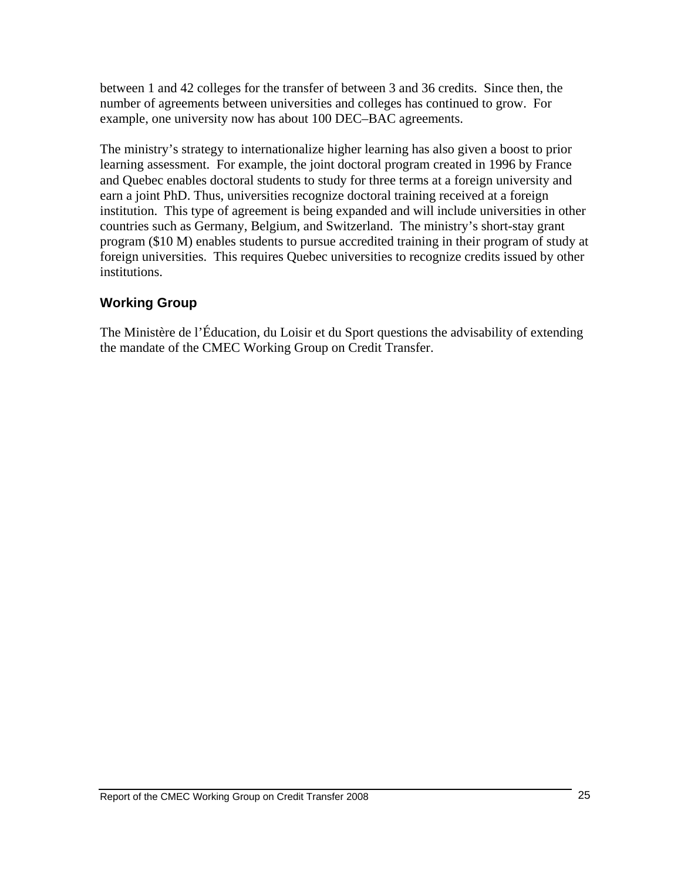between 1 and 42 colleges for the transfer of between 3 and 36 credits. Since then, the number of agreements between universities and colleges has continued to grow. For example, one university now has about 100 DEC–BAC agreements.

The ministry’s strategy to internationalize higher learning has also given a boost to prior learning assessment. For example, the joint doctoral program created in 1996 by France and Quebec enables doctoral students to study for three terms at a foreign university and earn a joint PhD. Thus, universities recognize doctoral training received at a foreign institution. This type of agreement is being expanded and will include universities in other countries such as Germany, Belgium, and Switzerland. The ministry’s short-stay grant program ($10 M) enables students to pursue accredited training in their program of study at foreign universities. This requires Quebec universities to recognize credits issued by other institutions.

### Working Group

The Ministère de l’Éducation, du Loisir et du Sport questions the advisability of extending the mandate of the CMEC Working Group on Credit Transfer.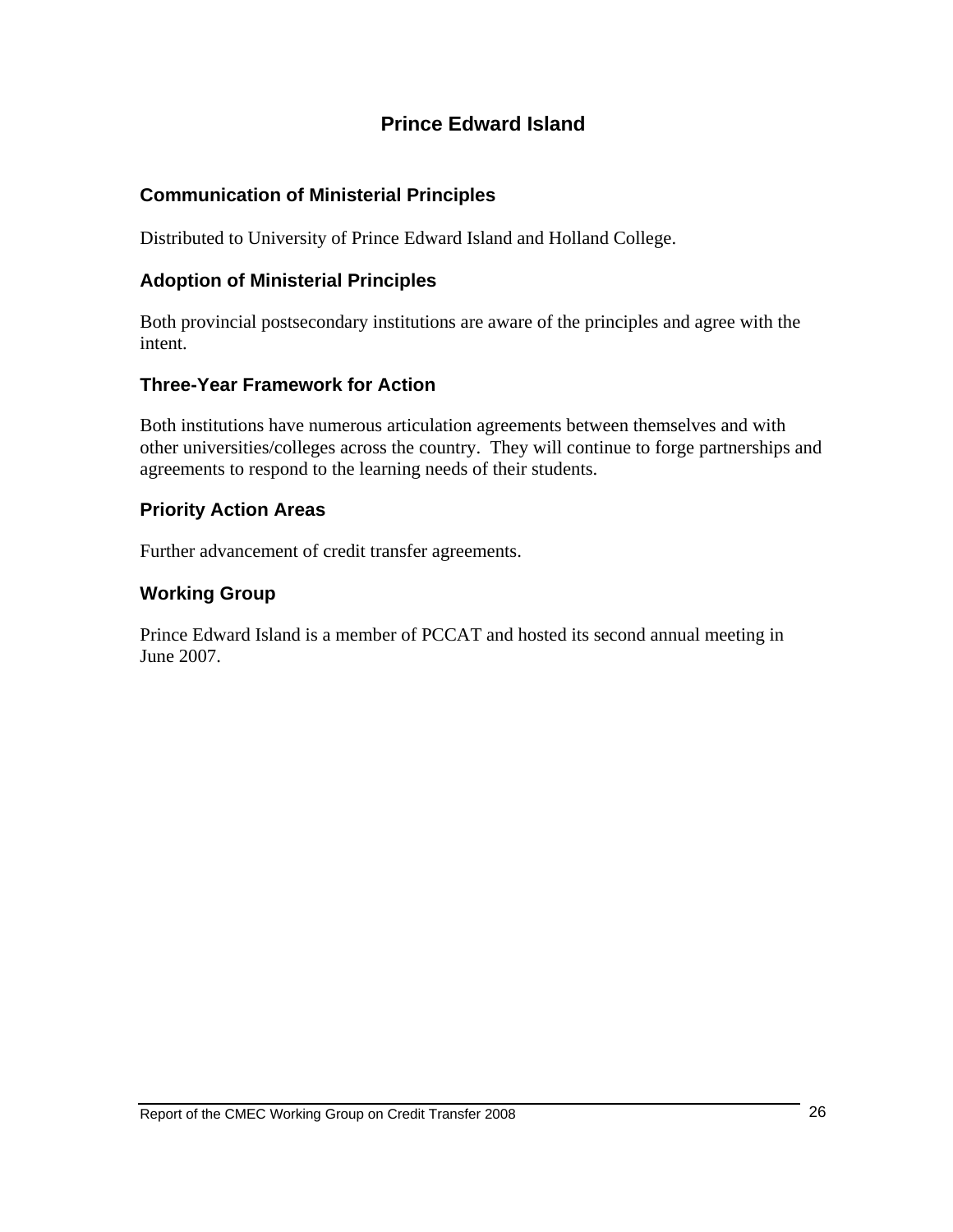# Prince Edward Island

## Communication of Ministerial Principles

Distributed to University of Prince Edward Island and Holland College.

## Adoption of Ministerial Principles

Both provincial postsecondary institutions are aware of the principles and agree with the intent.

## Three-Year Framework for Action

Both institutions have numerous articulation agreements between themselves and with other universities/colleges across the country. They will continue to forge partnerships and agreements to respond to the learning needs of their students.

## Priority Action Areas

Further advancement of credit transfer agreements.

## Working Group

Prince Edward Island is a member of PCCAT and hosted its second annual meeting in June 2007.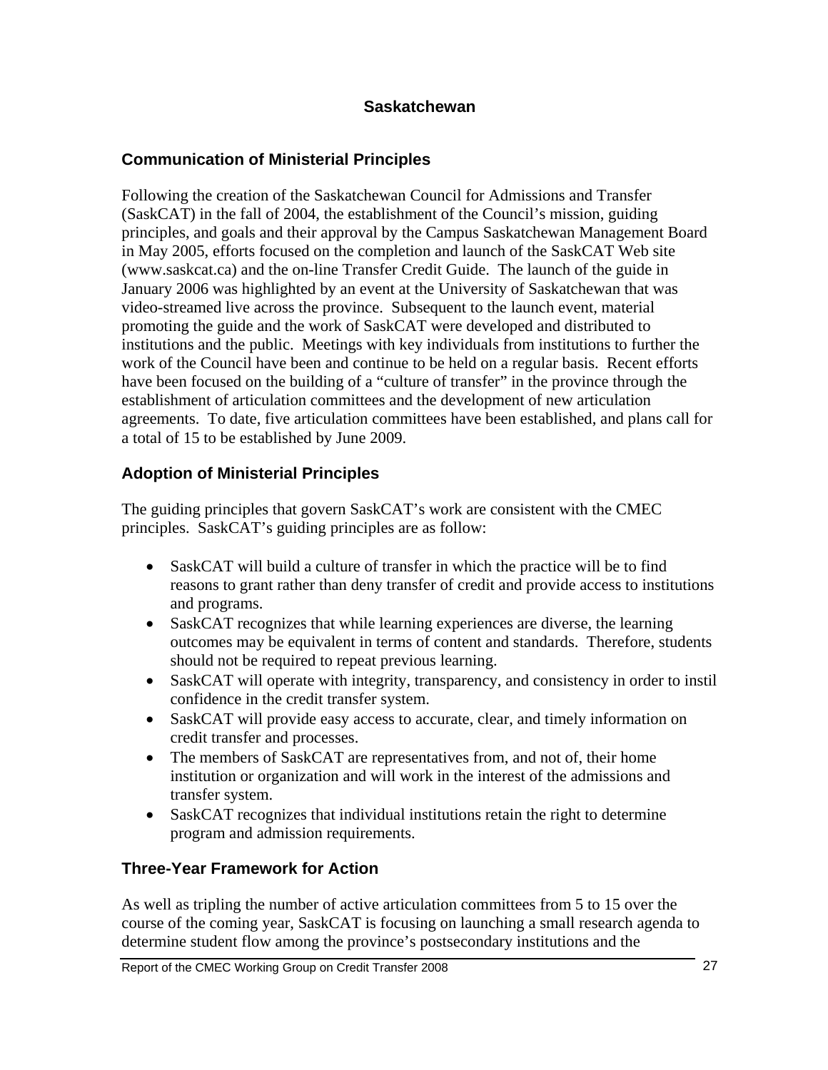## Saskatchewan

### Communication of Ministerial Principles

Following the creation of the Saskatchewan Council for Admissions and Transfer (SaskCAT) in the fall of 2004, the establishment of the Council's mission, guiding principles, and goals and their approval by the Campus Saskatchewan Management Board in May 2005, efforts focused on the completion and launch of the SaskCAT Web site (www.saskcat.ca) and the on-line Transfer Credit Guide. The launch of the guide in January 2006 was highlighted by an event at the University of Saskatchewan that was video-streamed live across the province. Subsequent to the launch event, material promoting the guide and the work of SaskCAT were developed and distributed to institutions and the public. Meetings with key individuals from institutions to further the work of the Council have been and continue to be held on a regular basis. Recent efforts have been focused on the building of a "culture of transfer" in the province through the establishment of articulation committees and the development of new articulation agreements. To date, five articulation committees have been established, and plans call for a total of 15 to be established by June 2009.

### Adoption of Ministerial Principles

The guiding principles that govern SaskCAT's work are consistent with the CMEC principles. SaskCAT's guiding principles are as follow:

- SaskCAT will build a culture of transfer in which the practice will be to find reasons to grant rather than deny transfer of credit and provide access to institutions and programs.
- SaskCAT recognizes that while learning experiences are diverse, the learning outcomes may be equivalent in terms of content and standards. Therefore, students should not be required to repeat previous learning.
- SaskCAT will operate with integrity, transparency, and consistency in order to instil confidence in the credit transfer system.
- SaskCAT will provide easy access to accurate, clear, and timely information on credit transfer and processes.
- The members of SaskCAT are representatives from, and not of, their home institution or organization and will work in the interest of the admissions and transfer system.
- SaskCAT recognizes that individual institutions retain the right to determine program and admission requirements.

### Three-Year Framework for Action

As well as tripling the number of active articulation committees from 5 to 15 over the course of the coming year, SaskCAT is focusing on launching a small research agenda to determine student flow among the province's postsecondary institutions and the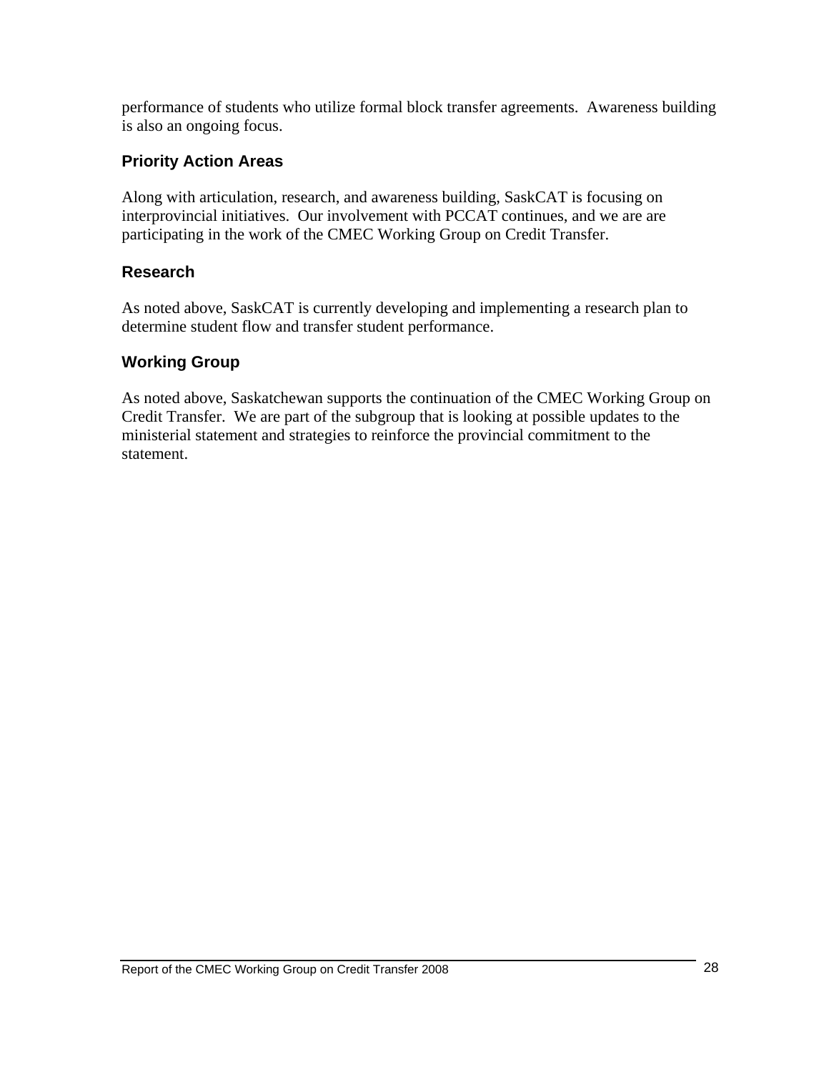performance of students who utilize formal block transfer agreements.  Awareness building is also an ongoing focus.

### Priority Action Areas

Along with articulation, research, and awareness building, SaskCAT is focusing on interprovincial initiatives.  Our involvement with PCCAT continues, and we are are participating in the work of the CMEC Working Group on Credit Transfer.

### Research

As noted above, SaskCAT is currently developing and implementing a research plan to determine student flow and transfer student performance.

### Working Group

As noted above, Saskatchewan supports the continuation of the CMEC Working Group on Credit Transfer.  We are part of the subgroup that is looking at possible updates to the ministerial statement and strategies to reinforce the provincial commitment to the statement.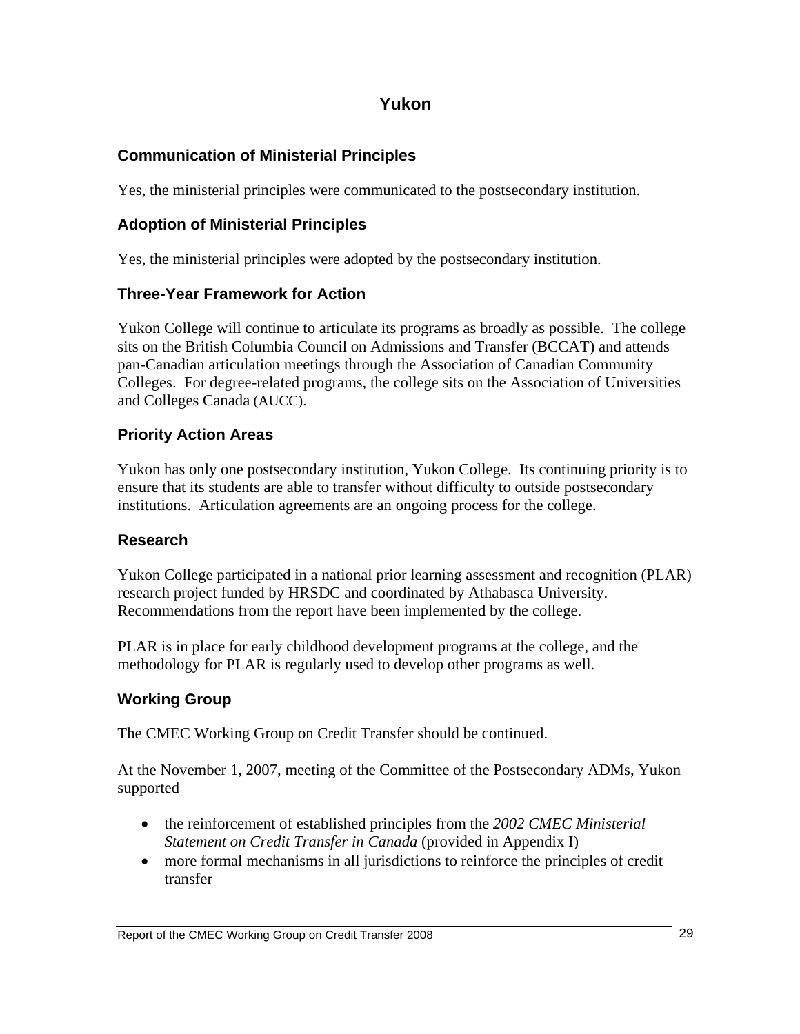# Yukon

## Communication of Ministerial Principles

Yes, the ministerial principles were communicated to the postsecondary institution.

## Adoption of Ministerial Principles

Yes, the ministerial principles were adopted by the postsecondary institution.

## Three-Year Framework for Action

Yukon College will continue to articulate its programs as broadly as possible. The college sits on the British Columbia Council on Admissions and Transfer (BCCAT) and attends pan-Canadian articulation meetings through the Association of Canadian Community Colleges. For degree-related programs, the college sits on the Association of Universities and Colleges Canada (AUCC).

## Priority Action Areas

Yukon has only one postsecondary institution, Yukon College. Its continuing priority is to ensure that its students are able to transfer without difficulty to outside postsecondary institutions. Articulation agreements are an ongoing process for the college.

## Research

Yukon College participated in a national prior learning assessment and recognition (PLAR) research project funded by HRSDC and coordinated by Athabasca University. Recommendations from the report have been implemented by the college.

PLAR is in place for early childhood development programs at the college, and the methodology for PLAR is regularly used to develop other programs as well.

## Working Group

The CMEC Working Group on Credit Transfer should be continued.

At the November 1, 2007, meeting of the Committee of the Postsecondary ADMs, Yukon supported

- the reinforcement of established principles from the *2002 CMEC Ministerial Statement on Credit Transfer in Canada* (provided in Appendix I)
- more formal mechanisms in all jurisdictions to reinforce the principles of credit transfer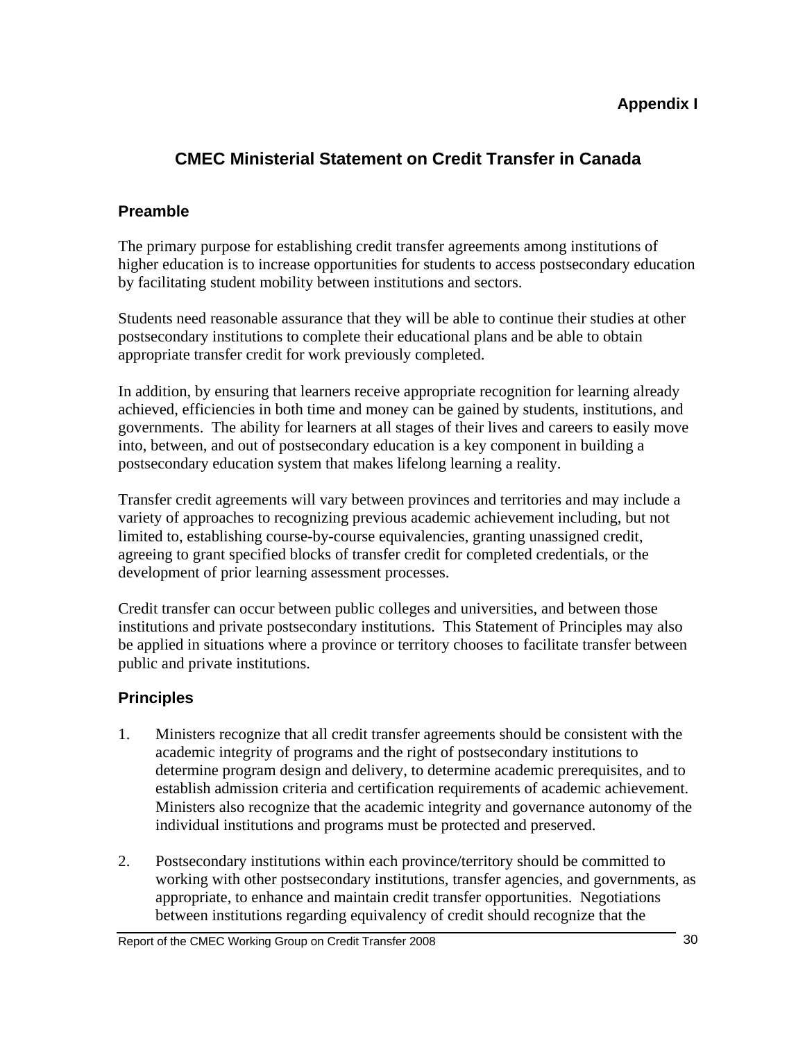**Appendix I**

# CMEC Ministerial Statement on Credit Transfer in Canada

## Preamble

The primary purpose for establishing credit transfer agreements among institutions of higher education is to increase opportunities for students to access postsecondary education by facilitating student mobility between institutions and sectors.

Students need reasonable assurance that they will be able to continue their studies at other postsecondary institutions to complete their educational plans and be able to obtain appropriate transfer credit for work previously completed.

In addition, by ensuring that learners receive appropriate recognition for learning already achieved, efficiencies in both time and money can be gained by students, institutions, and governments. The ability for learners at all stages of their lives and careers to easily move into, between, and out of postsecondary education is a key component in building a postsecondary education system that makes lifelong learning a reality.

Transfer credit agreements will vary between provinces and territories and may include a variety of approaches to recognizing previous academic achievement including, but not limited to, establishing course-by-course equivalencies, granting unassigned credit, agreeing to grant specified blocks of transfer credit for completed credentials, or the development of prior learning assessment processes.

Credit transfer can occur between public colleges and universities, and between those institutions and private postsecondary institutions. This Statement of Principles may also be applied in situations where a province or territory chooses to facilitate transfer between public and private institutions.

## Principles

1. Ministers recognize that all credit transfer agreements should be consistent with the academic integrity of programs and the right of postsecondary institutions to determine program design and delivery, to determine academic prerequisites, and to establish admission criteria and certification requirements of academic achievement. Ministers also recognize that the academic integrity and governance autonomy of the individual institutions and programs must be protected and preserved.

2. Postsecondary institutions within each province/territory should be committed to working with other postsecondary institutions, transfer agencies, and governments, as appropriate, to enhance and maintain credit transfer opportunities. Negotiations between institutions regarding equivalency of credit should recognize that the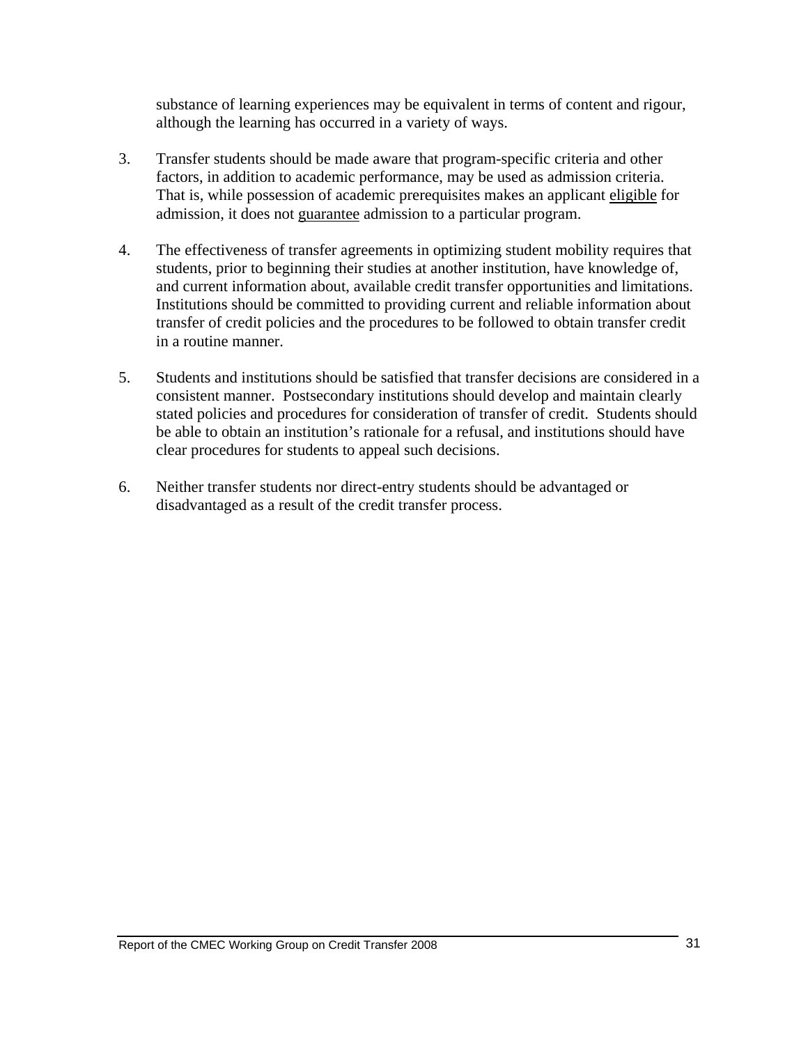substance of learning experiences may be equivalent in terms of content and rigour, although the learning has occurred in a variety of ways.

3. Transfer students should be made aware that program-specific criteria and other factors, in addition to academic performance, may be used as admission criteria. That is, while possession of academic prerequisites makes an applicant <u>eligible</u> for admission, it does not <u>guarantee</u> admission to a particular program.

4. The effectiveness of transfer agreements in optimizing student mobility requires that students, prior to beginning their studies at another institution, have knowledge of, and current information about, available credit transfer opportunities and limitations. Institutions should be committed to providing current and reliable information about transfer of credit policies and the procedures to be followed to obtain transfer credit in a routine manner.

5. Students and institutions should be satisfied that transfer decisions are considered in a consistent manner. Postsecondary institutions should develop and maintain clearly stated policies and procedures for consideration of transfer of credit. Students should be able to obtain an institution's rationale for a refusal, and institutions should have clear procedures for students to appeal such decisions.

6. Neither transfer students nor direct-entry students should be advantaged or disadvantaged as a result of the credit transfer process.